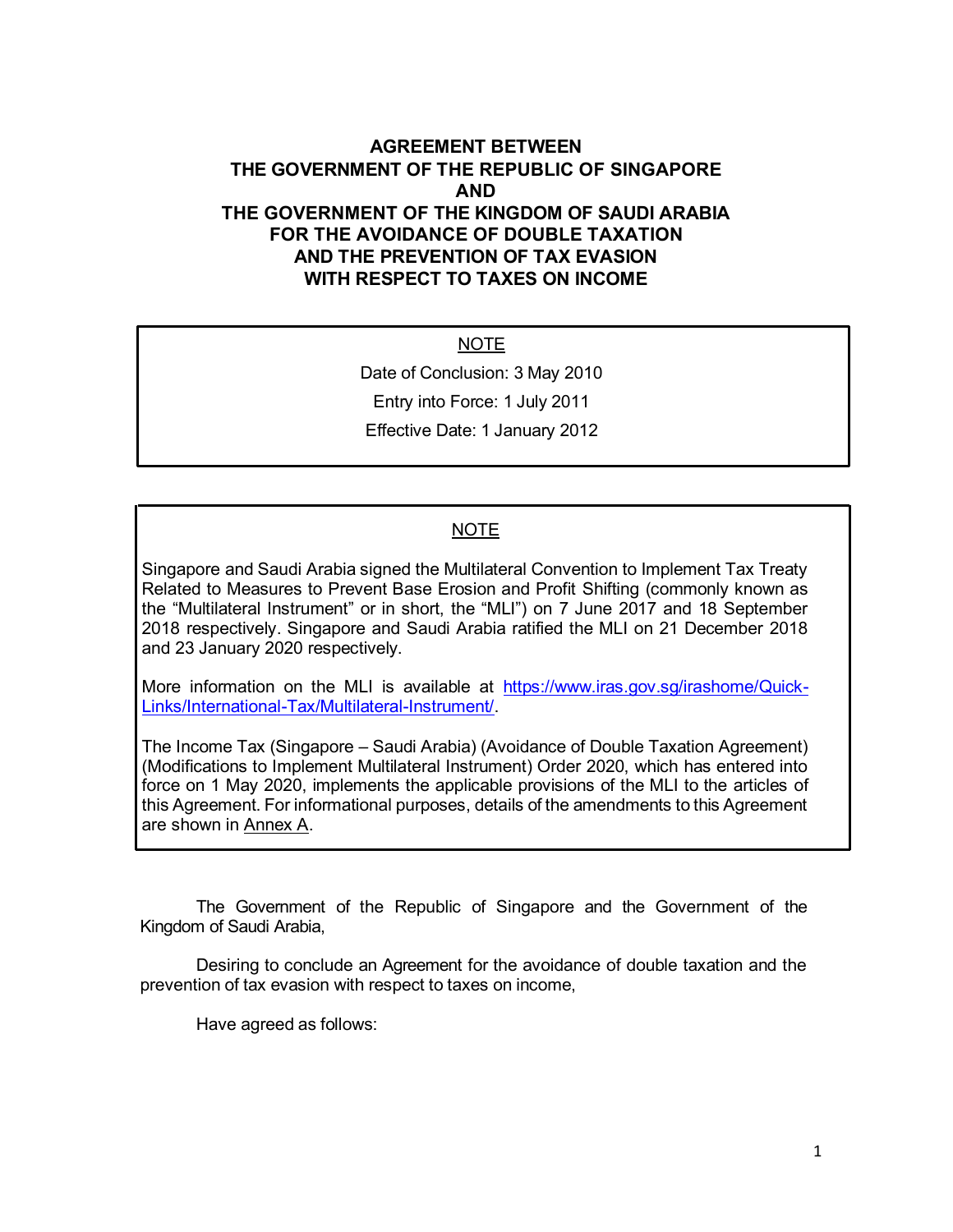# AGREEMENT BETWEEN THE GOVERNMENT OF THE REPUBLIC OF SINGAPORE AND THE GOVERNMENT OF THE KINGDOM OF SAUDI ARABIA FOR THE AVOIDANCE OF DOUBLE TAXATION AND THE PREVENTION OF TAX EVASION WITH RESPECT TO TAXES ON INCOME

> NOTE
>
> Date of Conclusion: 3 May 2010
>
> Entry into Force: 1 July 2011
>
> Effective Date: 1 January 2012

> NOTE
>
> Singapore and Saudi Arabia signed the Multilateral Convention to Implement Tax Treaty Related to Measures to Prevent Base Erosion and Profit Shifting (commonly known as the "Multilateral Instrument" or in short, the "MLI") on 7 June 2017 and 18 September 2018 respectively. Singapore and Saudi Arabia ratified the MLI on 21 December 2018 and 23 January 2020 respectively.
>
> More information on the MLI is available at [https://www.iras.gov.sg/irashome/Quick-Links/International-Tax/Multilateral-Instrument/](https://www.iras.gov.sg/irashome/Quick-Links/International-Tax/Multilateral-Instrument/).
>
> The Income Tax (Singapore – Saudi Arabia) (Avoidance of Double Taxation Agreement) (Modifications to Implement Multilateral Instrument) Order 2020, which has entered into force on 1 May 2020, implements the applicable provisions of the MLI to the articles of this Agreement. For informational purposes, details of the amendments to this Agreement are shown in Annex A.

The Government of the Republic of Singapore and the Government of the Kingdom of Saudi Arabia,

Desiring to conclude an Agreement for the avoidance of double taxation and the prevention of tax evasion with respect to taxes on income,

Have agreed as follows: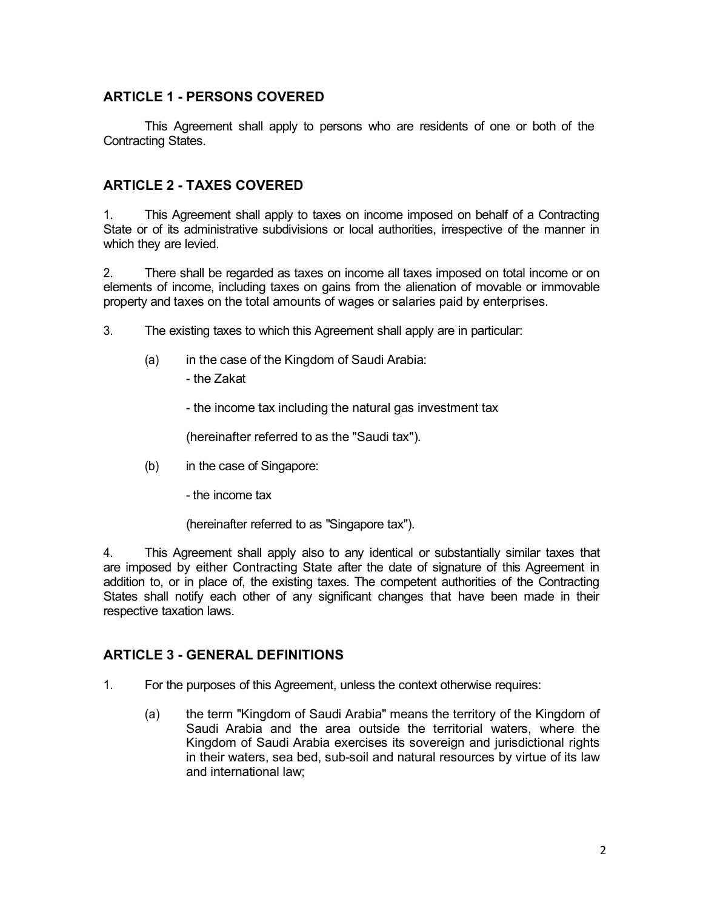## ARTICLE 1 - PERSONS COVERED

This Agreement shall apply to persons who are residents of one or both of the Contracting States.

## ARTICLE 2 - TAXES COVERED

1. This Agreement shall apply to taxes on income imposed on behalf of a Contracting State or of its administrative subdivisions or local authorities, irrespective of the manner in which they are levied.

2. There shall be regarded as taxes on income all taxes imposed on total income or on elements of income, including taxes on gains from the alienation of movable or immovable property and taxes on the total amounts of wages or salaries paid by enterprises.

3. The existing taxes to which this Agreement shall apply are in particular:

   (a) in the case of the Kingdom of Saudi Arabia:

   - the Zakat

   - the income tax including the natural gas investment tax

   (hereinafter referred to as the "Saudi tax").

   (b) in the case of Singapore:

   - the income tax

   (hereinafter referred to as "Singapore tax").

4. This Agreement shall apply also to any identical or substantially similar taxes that are imposed by either Contracting State after the date of signature of this Agreement in addition to, or in place of, the existing taxes. The competent authorities of the Contracting States shall notify each other of any significant changes that have been made in their respective taxation laws.

## ARTICLE 3 - GENERAL DEFINITIONS

1. For the purposes of this Agreement, unless the context otherwise requires:

   (a) the term "Kingdom of Saudi Arabia" means the territory of the Kingdom of Saudi Arabia and the area outside the territorial waters, where the Kingdom of Saudi Arabia exercises its sovereign and jurisdictional rights in their waters, sea bed, sub-soil and natural resources by virtue of its law and international law;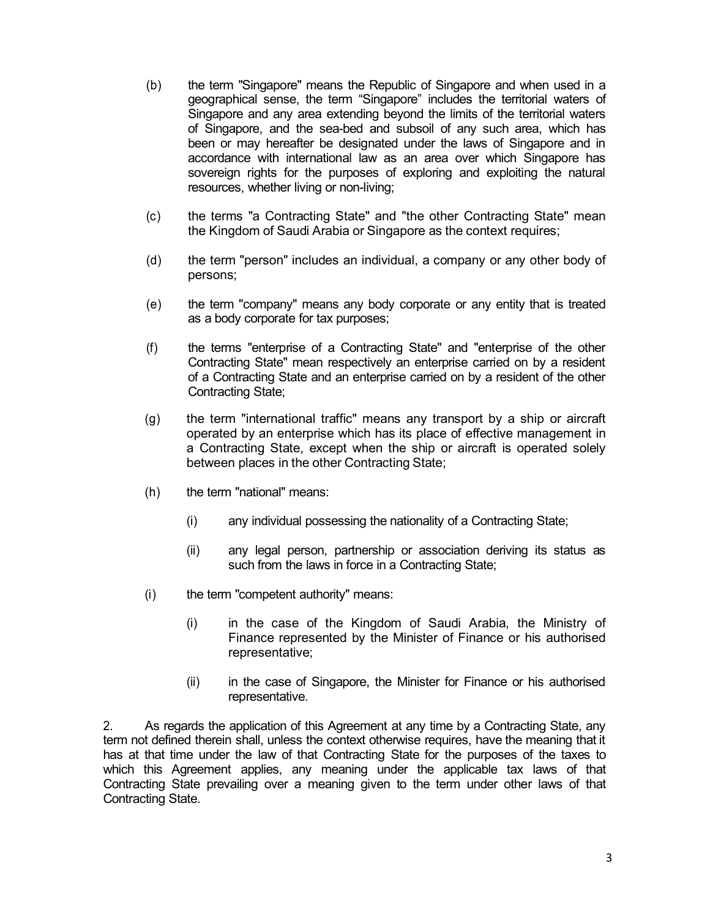(b) the term "Singapore" means the Republic of Singapore and when used in a geographical sense, the term “Singapore” includes the territorial waters of Singapore and any area extending beyond the limits of the territorial waters of Singapore, and the sea-bed and subsoil of any such area, which has been or may hereafter be designated under the laws of Singapore and in accordance with international law as an area over which Singapore has sovereign rights for the purposes of exploring and exploiting the natural resources, whether living or non-living;

(c) the terms "a Contracting State" and "the other Contracting State" mean the Kingdom of Saudi Arabia or Singapore as the context requires;

(d) the term "person" includes an individual, a company or any other body of persons;

(e) the term "company" means any body corporate or any entity that is treated as a body corporate for tax purposes;

(f) the terms "enterprise of a Contracting State" and "enterprise of the other Contracting State" mean respectively an enterprise carried on by a resident of a Contracting State and an enterprise carried on by a resident of the other Contracting State;

(g) the term "international traffic" means any transport by a ship or aircraft operated by an enterprise which has its place of effective management in a Contracting State, except when the ship or aircraft is operated solely between places in the other Contracting State;

(h) the term "national" means:

   (i) any individual possessing the nationality of a Contracting State;

   (ii) any legal person, partnership or association deriving its status as such from the laws in force in a Contracting State;

(i) the term "competent authority" means:

   (i) in the case of the Kingdom of Saudi Arabia, the Ministry of Finance represented by the Minister of Finance or his authorised representative;

   (ii) in the case of Singapore, the Minister for Finance or his authorised representative.

2. As regards the application of this Agreement at any time by a Contracting State, any term not defined therein shall, unless the context otherwise requires, have the meaning that it has at that time under the law of that Contracting State for the purposes of the taxes to which this Agreement applies, any meaning under the applicable tax laws of that Contracting State prevailing over a meaning given to the term under other laws of that Contracting State.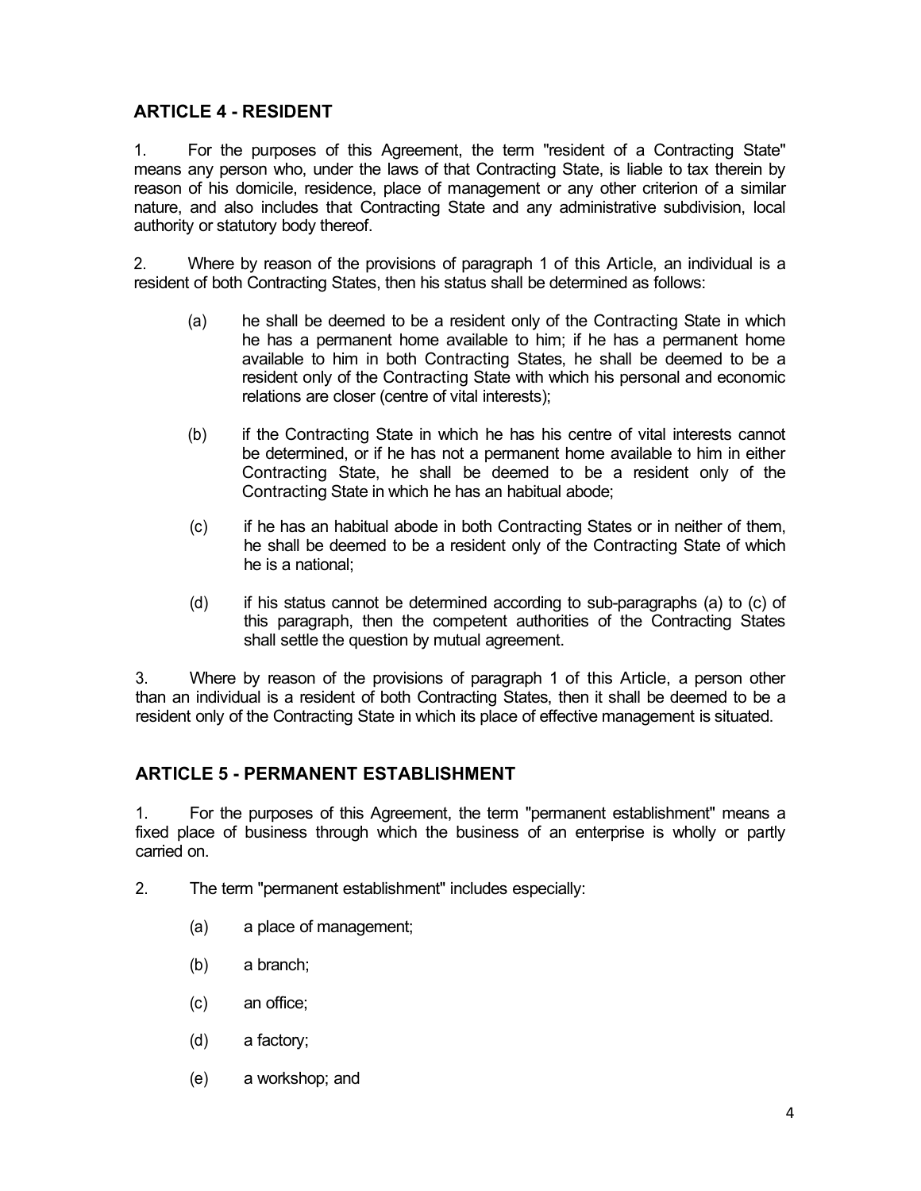## ARTICLE 4 - RESIDENT

1. For the purposes of this Agreement, the term "resident of a Contracting State" means any person who, under the laws of that Contracting State, is liable to tax therein by reason of his domicile, residence, place of management or any other criterion of a similar nature, and also includes that Contracting State and any administrative subdivision, local authority or statutory body thereof.

2. Where by reason of the provisions of paragraph 1 of this Article, an individual is a resident of both Contracting States, then his status shall be determined as follows:

   (a) he shall be deemed to be a resident only of the Contracting State in which he has a permanent home available to him; if he has a permanent home available to him in both Contracting States, he shall be deemed to be a resident only of the Contracting State with which his personal and economic relations are closer (centre of vital interests);

   (b) if the Contracting State in which he has his centre of vital interests cannot be determined, or if he has not a permanent home available to him in either Contracting State, he shall be deemed to be a resident only of the Contracting State in which he has an habitual abode;

   (c) if he has an habitual abode in both Contracting States or in neither of them, he shall be deemed to be a resident only of the Contracting State of which he is a national;

   (d) if his status cannot be determined according to sub-paragraphs (a) to (c) of this paragraph, then the competent authorities of the Contracting States shall settle the question by mutual agreement.

3. Where by reason of the provisions of paragraph 1 of this Article, a person other than an individual is a resident of both Contracting States, then it shall be deemed to be a resident only of the Contracting State in which its place of effective management is situated.

## ARTICLE 5 - PERMANENT ESTABLISHMENT

1. For the purposes of this Agreement, the term "permanent establishment" means a fixed place of business through which the business of an enterprise is wholly or partly carried on.

2. The term "permanent establishment" includes especially:

   (a) a place of management;

   (b) a branch;

   (c) an office;

   (d) a factory;

   (e) a workshop; and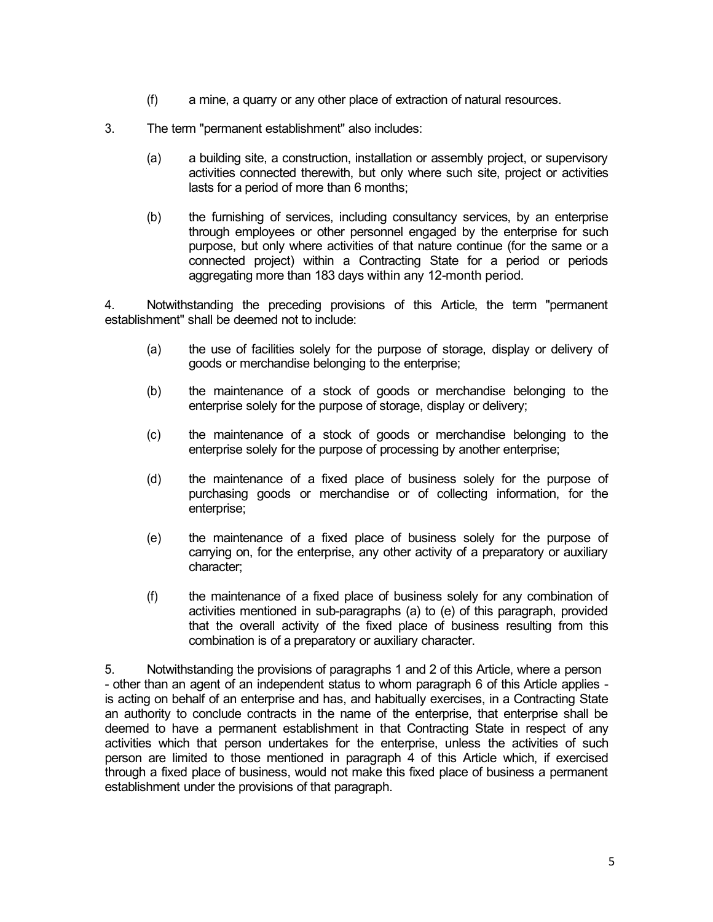(f) a mine, a quarry or any other place of extraction of natural resources.

3. The term "permanent establishment" also includes:

(a) a building site, a construction, installation or assembly project, or supervisory activities connected therewith, but only where such site, project or activities lasts for a period of more than 6 months;

(b) the furnishing of services, including consultancy services, by an enterprise through employees or other personnel engaged by the enterprise for such purpose, but only where activities of that nature continue (for the same or a connected project) within a Contracting State for a period or periods aggregating more than 183 days within any 12-month period.

4. Notwithstanding the preceding provisions of this Article, the term "permanent establishment" shall be deemed not to include:

(a) the use of facilities solely for the purpose of storage, display or delivery of goods or merchandise belonging to the enterprise;

(b) the maintenance of a stock of goods or merchandise belonging to the enterprise solely for the purpose of storage, display or delivery;

(c) the maintenance of a stock of goods or merchandise belonging to the enterprise solely for the purpose of processing by another enterprise;

(d) the maintenance of a fixed place of business solely for the purpose of purchasing goods or merchandise or of collecting information, for the enterprise;

(e) the maintenance of a fixed place of business solely for the purpose of carrying on, for the enterprise, any other activity of a preparatory or auxiliary character;

(f) the maintenance of a fixed place of business solely for any combination of activities mentioned in sub-paragraphs (a) to (e) of this paragraph, provided that the overall activity of the fixed place of business resulting from this combination is of a preparatory or auxiliary character.

5. Notwithstanding the provisions of paragraphs 1 and 2 of this Article, where a person - other than an agent of an independent status to whom paragraph 6 of this Article applies - is acting on behalf of an enterprise and has, and habitually exercises, in a Contracting State an authority to conclude contracts in the name of the enterprise, that enterprise shall be deemed to have a permanent establishment in that Contracting State in respect of any activities which that person undertakes for the enterprise, unless the activities of such person are limited to those mentioned in paragraph 4 of this Article which, if exercised through a fixed place of business, would not make this fixed place of business a permanent establishment under the provisions of that paragraph.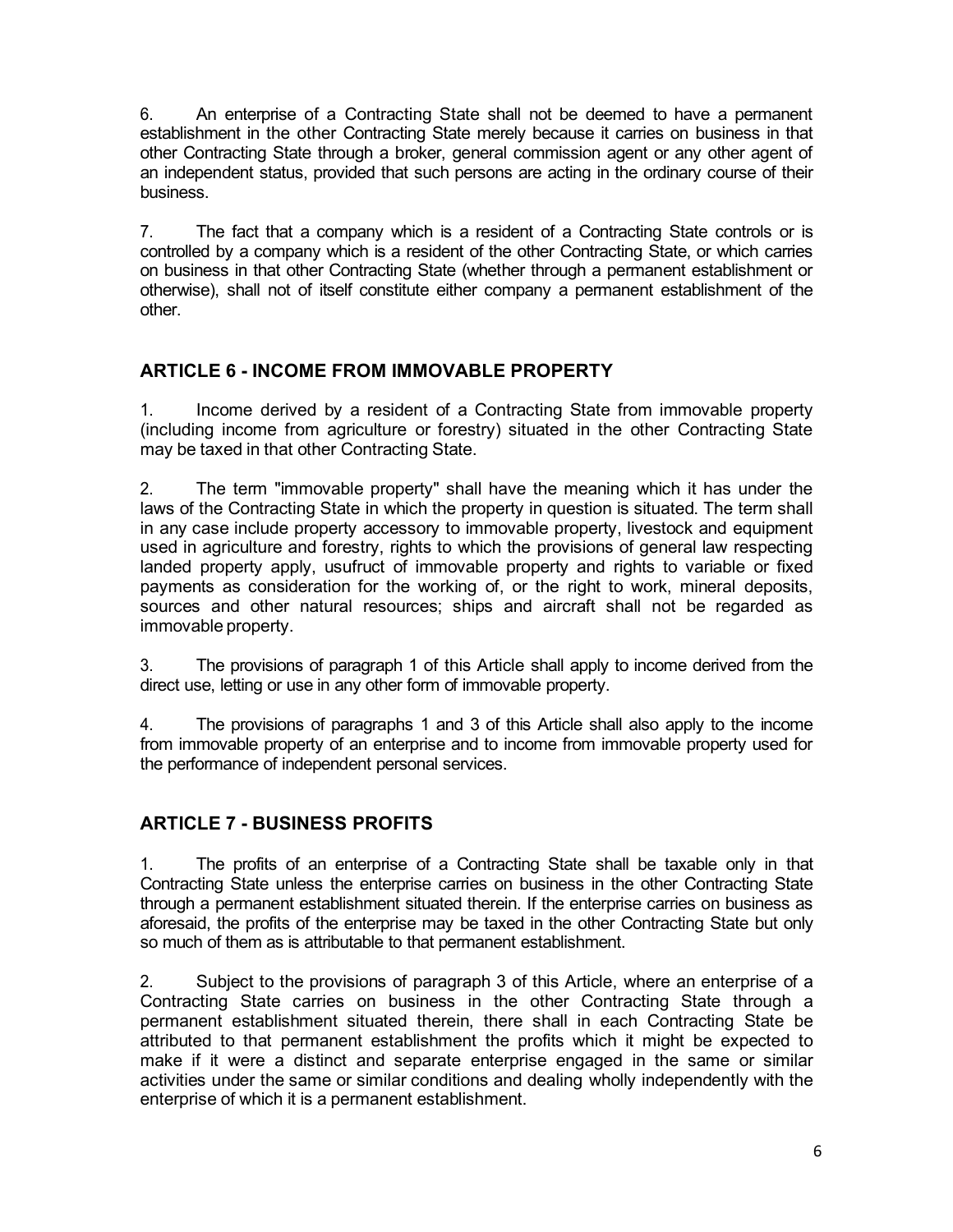6. An enterprise of a Contracting State shall not be deemed to have a permanent establishment in the other Contracting State merely because it carries on business in that other Contracting State through a broker, general commission agent or any other agent of an independent status, provided that such persons are acting in the ordinary course of their business.

7. The fact that a company which is a resident of a Contracting State controls or is controlled by a company which is a resident of the other Contracting State, or which carries on business in that other Contracting State (whether through a permanent establishment or otherwise), shall not of itself constitute either company a permanent establishment of the other.

## ARTICLE 6 - INCOME FROM IMMOVABLE PROPERTY

1. Income derived by a resident of a Contracting State from immovable property (including income from agriculture or forestry) situated in the other Contracting State may be taxed in that other Contracting State.

2. The term "immovable property" shall have the meaning which it has under the laws of the Contracting State in which the property in question is situated. The term shall in any case include property accessory to immovable property, livestock and equipment used in agriculture and forestry, rights to which the provisions of general law respecting landed property apply, usufruct of immovable property and rights to variable or fixed payments as consideration for the working of, or the right to work, mineral deposits, sources and other natural resources; ships and aircraft shall not be regarded as immovable property.

3. The provisions of paragraph 1 of this Article shall apply to income derived from the direct use, letting or use in any other form of immovable property.

4. The provisions of paragraphs 1 and 3 of this Article shall also apply to the income from immovable property of an enterprise and to income from immovable property used for the performance of independent personal services.

## ARTICLE 7 - BUSINESS PROFITS

1. The profits of an enterprise of a Contracting State shall be taxable only in that Contracting State unless the enterprise carries on business in the other Contracting State through a permanent establishment situated therein. If the enterprise carries on business as aforesaid, the profits of the enterprise may be taxed in the other Contracting State but only so much of them as is attributable to that permanent establishment.

2. Subject to the provisions of paragraph 3 of this Article, where an enterprise of a Contracting State carries on business in the other Contracting State through a permanent establishment situated therein, there shall in each Contracting State be attributed to that permanent establishment the profits which it might be expected to make if it were a distinct and separate enterprise engaged in the same or similar activities under the same or similar conditions and dealing wholly independently with the enterprise of which it is a permanent establishment.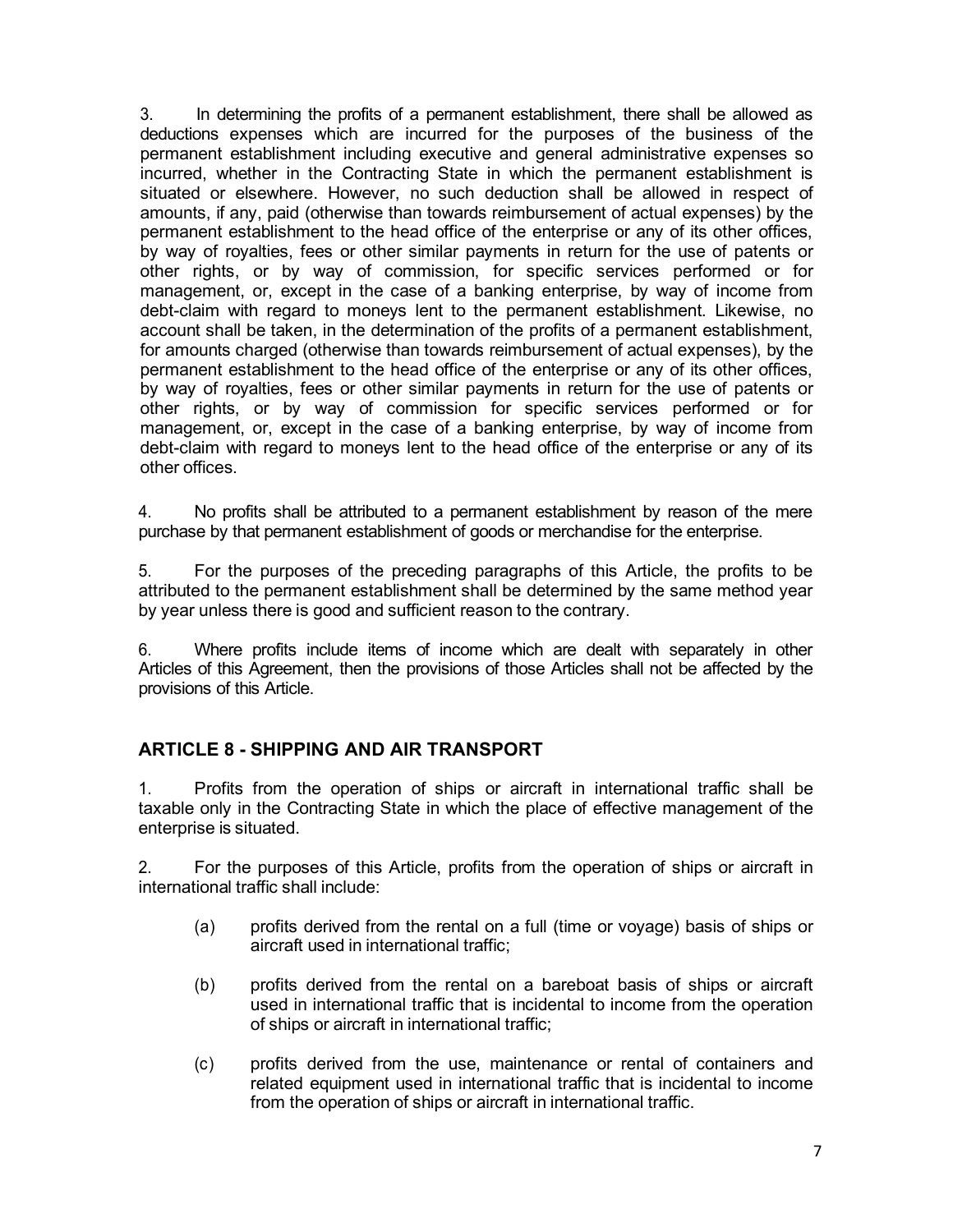3. In determining the profits of a permanent establishment, there shall be allowed as deductions expenses which are incurred for the purposes of the business of the permanent establishment including executive and general administrative expenses so incurred, whether in the Contracting State in which the permanent establishment is situated or elsewhere. However, no such deduction shall be allowed in respect of amounts, if any, paid (otherwise than towards reimbursement of actual expenses) by the permanent establishment to the head office of the enterprise or any of its other offices, by way of royalties, fees or other similar payments in return for the use of patents or other rights, or by way of commission, for specific services performed or for management, or, except in the case of a banking enterprise, by way of income from debt-claim with regard to moneys lent to the permanent establishment. Likewise, no account shall be taken, in the determination of the profits of a permanent establishment, for amounts charged (otherwise than towards reimbursement of actual expenses), by the permanent establishment to the head office of the enterprise or any of its other offices, by way of royalties, fees or other similar payments in return for the use of patents or other rights, or by way of commission for specific services performed or for management, or, except in the case of a banking enterprise, by way of income from debt-claim with regard to moneys lent to the head office of the enterprise or any of its other offices.

4. No profits shall be attributed to a permanent establishment by reason of the mere purchase by that permanent establishment of goods or merchandise for the enterprise.

5. For the purposes of the preceding paragraphs of this Article, the profits to be attributed to the permanent establishment shall be determined by the same method year by year unless there is good and sufficient reason to the contrary.

6. Where profits include items of income which are dealt with separately in other Articles of this Agreement, then the provisions of those Articles shall not be affected by the provisions of this Article.

## ARTICLE 8 - SHIPPING AND AIR TRANSPORT

1. Profits from the operation of ships or aircraft in international traffic shall be taxable only in the Contracting State in which the place of effective management of the enterprise is situated.

2. For the purposes of this Article, profits from the operation of ships or aircraft in international traffic shall include:

(a) profits derived from the rental on a full (time or voyage) basis of ships or aircraft used in international traffic;

(b) profits derived from the rental on a bareboat basis of ships or aircraft used in international traffic that is incidental to income from the operation of ships or aircraft in international traffic;

(c) profits derived from the use, maintenance or rental of containers and related equipment used in international traffic that is incidental to income from the operation of ships or aircraft in international traffic.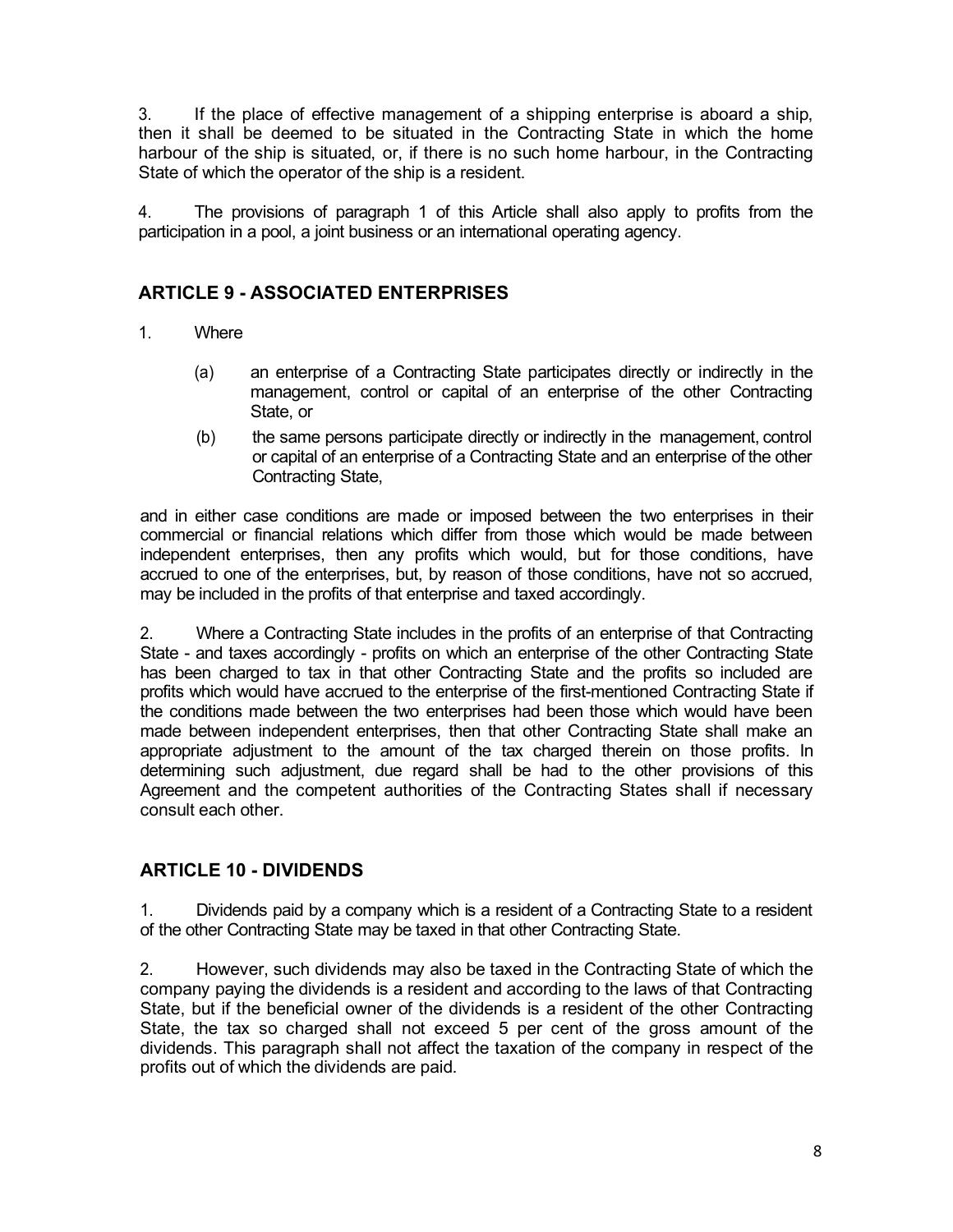3. If the place of effective management of a shipping enterprise is aboard a ship, then it shall be deemed to be situated in the Contracting State in which the home harbour of the ship is situated, or, if there is no such home harbour, in the Contracting State of which the operator of the ship is a resident.

4. The provisions of paragraph 1 of this Article shall also apply to profits from the participation in a pool, a joint business or an international operating agency.

## ARTICLE 9 - ASSOCIATED ENTERPRISES

1. Where

   (a) an enterprise of a Contracting State participates directly or indirectly in the management, control or capital of an enterprise of the other Contracting State, or

   (b) the same persons participate directly or indirectly in the management, control or capital of an enterprise of a Contracting State and an enterprise of the other Contracting State,

and in either case conditions are made or imposed between the two enterprises in their commercial or financial relations which differ from those which would be made between independent enterprises, then any profits which would, but for those conditions, have accrued to one of the enterprises, but, by reason of those conditions, have not so accrued, may be included in the profits of that enterprise and taxed accordingly.

2. Where a Contracting State includes in the profits of an enterprise of that Contracting State - and taxes accordingly - profits on which an enterprise of the other Contracting State has been charged to tax in that other Contracting State and the profits so included are profits which would have accrued to the enterprise of the first-mentioned Contracting State if the conditions made between the two enterprises had been those which would have been made between independent enterprises, then that other Contracting State shall make an appropriate adjustment to the amount of the tax charged therein on those profits. In determining such adjustment, due regard shall be had to the other provisions of this Agreement and the competent authorities of the Contracting States shall if necessary consult each other.

## ARTICLE 10 - DIVIDENDS

1. Dividends paid by a company which is a resident of a Contracting State to a resident of the other Contracting State may be taxed in that other Contracting State.

2. However, such dividends may also be taxed in the Contracting State of which the company paying the dividends is a resident and according to the laws of that Contracting State, but if the beneficial owner of the dividends is a resident of the other Contracting State, the tax so charged shall not exceed 5 per cent of the gross amount of the dividends. This paragraph shall not affect the taxation of the company in respect of the profits out of which the dividends are paid.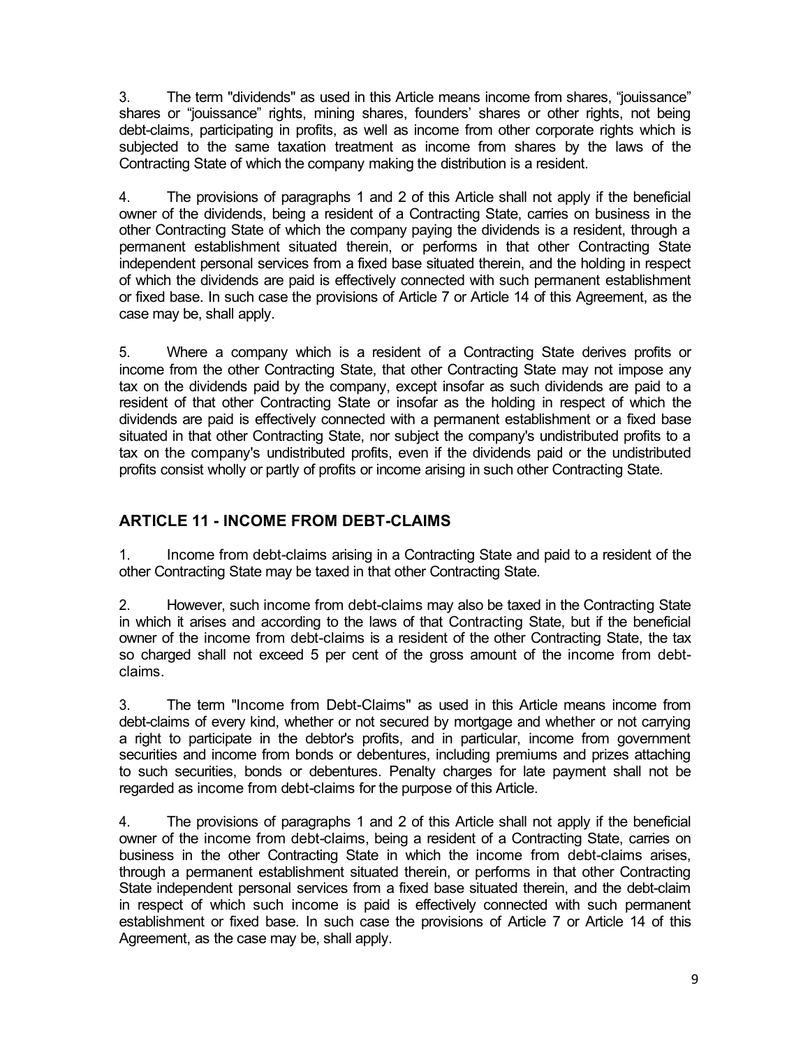3. The term "dividends" as used in this Article means income from shares, "jouissance" shares or "jouissance" rights, mining shares, founders' shares or other rights, not being debt-claims, participating in profits, as well as income from other corporate rights which is subjected to the same taxation treatment as income from shares by the laws of the Contracting State of which the company making the distribution is a resident.

4. The provisions of paragraphs 1 and 2 of this Article shall not apply if the beneficial owner of the dividends, being a resident of a Contracting State, carries on business in the other Contracting State of which the company paying the dividends is a resident, through a permanent establishment situated therein, or performs in that other Contracting State independent personal services from a fixed base situated therein, and the holding in respect of which the dividends are paid is effectively connected with such permanent establishment or fixed base. In such case the provisions of Article 7 or Article 14 of this Agreement, as the case may be, shall apply.

5. Where a company which is a resident of a Contracting State derives profits or income from the other Contracting State, that other Contracting State may not impose any tax on the dividends paid by the company, except insofar as such dividends are paid to a resident of that other Contracting State or insofar as the holding in respect of which the dividends are paid is effectively connected with a permanent establishment or a fixed base situated in that other Contracting State, nor subject the company's undistributed profits to a tax on the company's undistributed profits, even if the dividends paid or the undistributed profits consist wholly or partly of profits or income arising in such other Contracting State.

## ARTICLE 11 - INCOME FROM DEBT-CLAIMS

1. Income from debt-claims arising in a Contracting State and paid to a resident of the other Contracting State may be taxed in that other Contracting State.

2. However, such income from debt-claims may also be taxed in the Contracting State in which it arises and according to the laws of that Contracting State, but if the beneficial owner of the income from debt-claims is a resident of the other Contracting State, the tax so charged shall not exceed 5 per cent of the gross amount of the income from debt-claims.

3. The term "Income from Debt-Claims" as used in this Article means income from debt-claims of every kind, whether or not secured by mortgage and whether or not carrying a right to participate in the debtor's profits, and in particular, income from government securities and income from bonds or debentures, including premiums and prizes attaching to such securities, bonds or debentures. Penalty charges for late payment shall not be regarded as income from debt-claims for the purpose of this Article.

4. The provisions of paragraphs 1 and 2 of this Article shall not apply if the beneficial owner of the income from debt-claims, being a resident of a Contracting State, carries on business in the other Contracting State in which the income from debt-claims arises, through a permanent establishment situated therein, or performs in that other Contracting State independent personal services from a fixed base situated therein, and the debt-claim in respect of which such income is paid is effectively connected with such permanent establishment or fixed base. In such case the provisions of Article 7 or Article 14 of this Agreement, as the case may be, shall apply.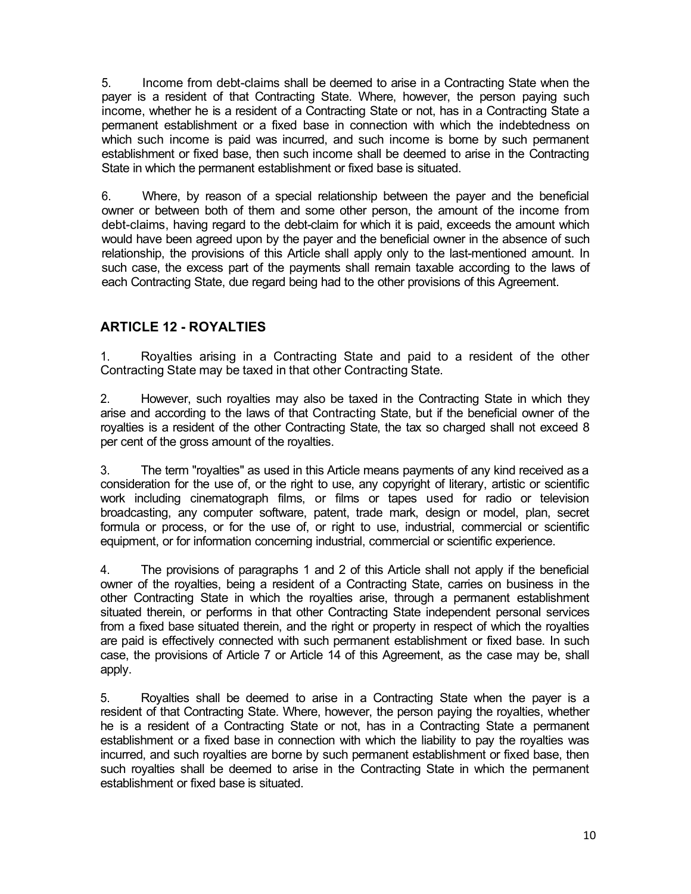5. Income from debt-claims shall be deemed to arise in a Contracting State when the payer is a resident of that Contracting State. Where, however, the person paying such income, whether he is a resident of a Contracting State or not, has in a Contracting State a permanent establishment or a fixed base in connection with which the indebtedness on which such income is paid was incurred, and such income is borne by such permanent establishment or fixed base, then such income shall be deemed to arise in the Contracting State in which the permanent establishment or fixed base is situated.

6. Where, by reason of a special relationship between the payer and the beneficial owner or between both of them and some other person, the amount of the income from debt-claims, having regard to the debt-claim for which it is paid, exceeds the amount which would have been agreed upon by the payer and the beneficial owner in the absence of such relationship, the provisions of this Article shall apply only to the last-mentioned amount. In such case, the excess part of the payments shall remain taxable according to the laws of each Contracting State, due regard being had to the other provisions of this Agreement.

## ARTICLE 12 - ROYALTIES

1. Royalties arising in a Contracting State and paid to a resident of the other Contracting State may be taxed in that other Contracting State.

2. However, such royalties may also be taxed in the Contracting State in which they arise and according to the laws of that Contracting State, but if the beneficial owner of the royalties is a resident of the other Contracting State, the tax so charged shall not exceed 8 per cent of the gross amount of the royalties.

3. The term "royalties" as used in this Article means payments of any kind received as a consideration for the use of, or the right to use, any copyright of literary, artistic or scientific work including cinematograph films, or films or tapes used for radio or television broadcasting, any computer software, patent, trade mark, design or model, plan, secret formula or process, or for the use of, or right to use, industrial, commercial or scientific equipment, or for information concerning industrial, commercial or scientific experience.

4. The provisions of paragraphs 1 and 2 of this Article shall not apply if the beneficial owner of the royalties, being a resident of a Contracting State, carries on business in the other Contracting State in which the royalties arise, through a permanent establishment situated therein, or performs in that other Contracting State independent personal services from a fixed base situated therein, and the right or property in respect of which the royalties are paid is effectively connected with such permanent establishment or fixed base. In such case, the provisions of Article 7 or Article 14 of this Agreement, as the case may be, shall apply.

5. Royalties shall be deemed to arise in a Contracting State when the payer is a resident of that Contracting State. Where, however, the person paying the royalties, whether he is a resident of a Contracting State or not, has in a Contracting State a permanent establishment or a fixed base in connection with which the liability to pay the royalties was incurred, and such royalties are borne by such permanent establishment or fixed base, then such royalties shall be deemed to arise in the Contracting State in which the permanent establishment or fixed base is situated.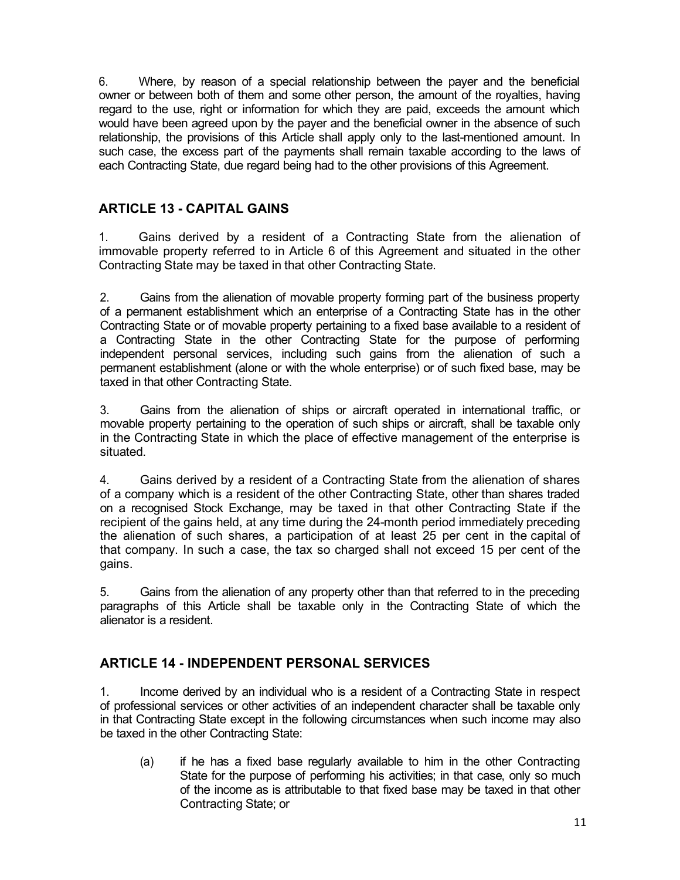6. Where, by reason of a special relationship between the payer and the beneficial owner or between both of them and some other person, the amount of the royalties, having regard to the use, right or information for which they are paid, exceeds the amount which would have been agreed upon by the payer and the beneficial owner in the absence of such relationship, the provisions of this Article shall apply only to the last-mentioned amount. In such case, the excess part of the payments shall remain taxable according to the laws of each Contracting State, due regard being had to the other provisions of this Agreement.

## ARTICLE 13 - CAPITAL GAINS

1. Gains derived by a resident of a Contracting State from the alienation of immovable property referred to in Article 6 of this Agreement and situated in the other Contracting State may be taxed in that other Contracting State.

2. Gains from the alienation of movable property forming part of the business property of a permanent establishment which an enterprise of a Contracting State has in the other Contracting State or of movable property pertaining to a fixed base available to a resident of a Contracting State in the other Contracting State for the purpose of performing independent personal services, including such gains from the alienation of such a permanent establishment (alone or with the whole enterprise) or of such fixed base, may be taxed in that other Contracting State.

3. Gains from the alienation of ships or aircraft operated in international traffic, or movable property pertaining to the operation of such ships or aircraft, shall be taxable only in the Contracting State in which the place of effective management of the enterprise is situated.

4. Gains derived by a resident of a Contracting State from the alienation of shares of a company which is a resident of the other Contracting State, other than shares traded on a recognised Stock Exchange, may be taxed in that other Contracting State if the recipient of the gains held, at any time during the 24-month period immediately preceding the alienation of such shares, a participation of at least 25 per cent in the capital of that company. In such a case, the tax so charged shall not exceed 15 per cent of the gains.

5. Gains from the alienation of any property other than that referred to in the preceding paragraphs of this Article shall be taxable only in the Contracting State of which the alienator is a resident.

## ARTICLE 14 - INDEPENDENT PERSONAL SERVICES

1. Income derived by an individual who is a resident of a Contracting State in respect of professional services or other activities of an independent character shall be taxable only in that Contracting State except in the following circumstances when such income may also be taxed in the other Contracting State:

(a) if he has a fixed base regularly available to him in the other Contracting State for the purpose of performing his activities; in that case, only so much of the income as is attributable to that fixed base may be taxed in that other Contracting State; or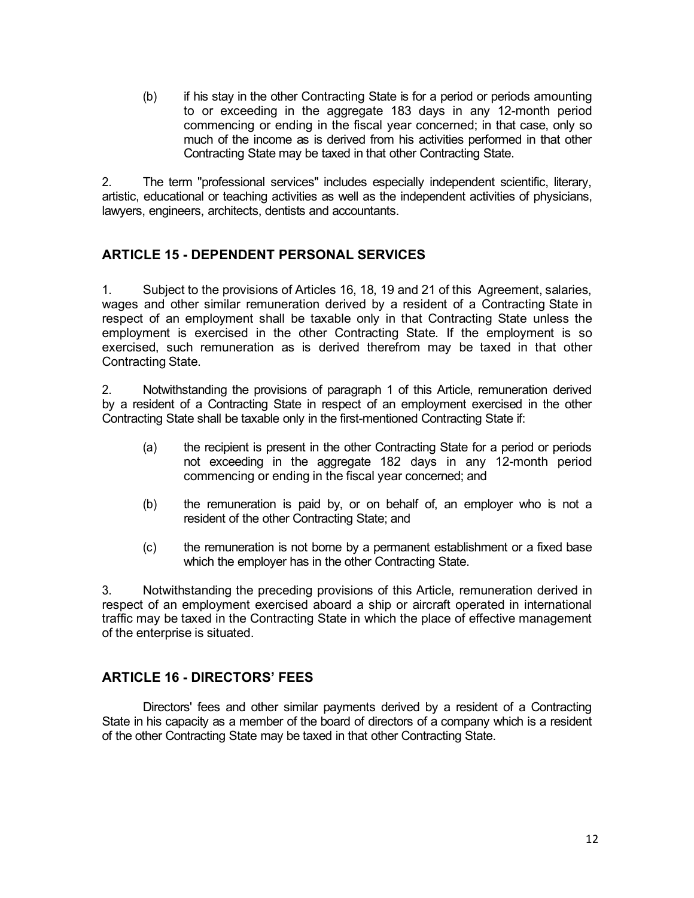(b) if his stay in the other Contracting State is for a period or periods amounting to or exceeding in the aggregate 183 days in any 12-month period commencing or ending in the fiscal year concerned; in that case, only so much of the income as is derived from his activities performed in that other Contracting State may be taxed in that other Contracting State.

2. The term "professional services" includes especially independent scientific, literary, artistic, educational or teaching activities as well as the independent activities of physicians, lawyers, engineers, architects, dentists and accountants.

## ARTICLE 15 - DEPENDENT PERSONAL SERVICES

1. Subject to the provisions of Articles 16, 18, 19 and 21 of this Agreement, salaries, wages and other similar remuneration derived by a resident of a Contracting State in respect of an employment shall be taxable only in that Contracting State unless the employment is exercised in the other Contracting State. If the employment is so exercised, such remuneration as is derived therefrom may be taxed in that other Contracting State.

2. Notwithstanding the provisions of paragraph 1 of this Article, remuneration derived by a resident of a Contracting State in respect of an employment exercised in the other Contracting State shall be taxable only in the first-mentioned Contracting State if:

(a) the recipient is present in the other Contracting State for a period or periods not exceeding in the aggregate 182 days in any 12-month period commencing or ending in the fiscal year concerned; and

(b) the remuneration is paid by, or on behalf of, an employer who is not a resident of the other Contracting State; and

(c) the remuneration is not borne by a permanent establishment or a fixed base which the employer has in the other Contracting State.

3. Notwithstanding the preceding provisions of this Article, remuneration derived in respect of an employment exercised aboard a ship or aircraft operated in international traffic may be taxed in the Contracting State in which the place of effective management of the enterprise is situated.

## ARTICLE 16 - DIRECTORS' FEES

Directors' fees and other similar payments derived by a resident of a Contracting State in his capacity as a member of the board of directors of a company which is a resident of the other Contracting State may be taxed in that other Contracting State.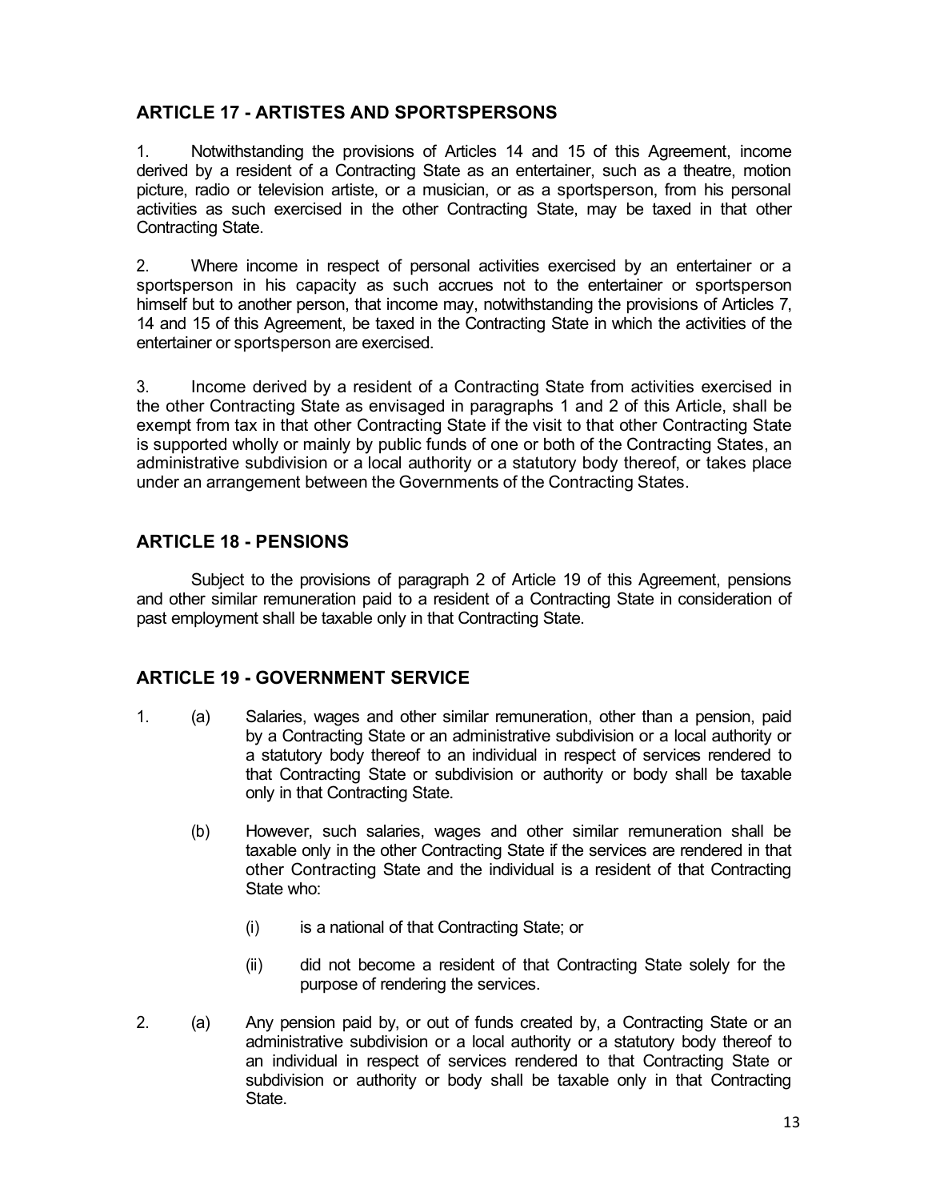## ARTICLE 17 - ARTISTES AND SPORTSPERSONS

1. Notwithstanding the provisions of Articles 14 and 15 of this Agreement, income derived by a resident of a Contracting State as an entertainer, such as a theatre, motion picture, radio or television artiste, or a musician, or as a sportsperson, from his personal activities as such exercised in the other Contracting State, may be taxed in that other Contracting State.

2. Where income in respect of personal activities exercised by an entertainer or a sportsperson in his capacity as such accrues not to the entertainer or sportsperson himself but to another person, that income may, notwithstanding the provisions of Articles 7, 14 and 15 of this Agreement, be taxed in the Contracting State in which the activities of the entertainer or sportsperson are exercised.

3. Income derived by a resident of a Contracting State from activities exercised in the other Contracting State as envisaged in paragraphs 1 and 2 of this Article, shall be exempt from tax in that other Contracting State if the visit to that other Contracting State is supported wholly or mainly by public funds of one or both of the Contracting States, an administrative subdivision or a local authority or a statutory body thereof, or takes place under an arrangement between the Governments of the Contracting States.

## ARTICLE 18 - PENSIONS

Subject to the provisions of paragraph 2 of Article 19 of this Agreement, pensions and other similar remuneration paid to a resident of a Contracting State in consideration of past employment shall be taxable only in that Contracting State.

## ARTICLE 19 - GOVERNMENT SERVICE

1. (a) Salaries, wages and other similar remuneration, other than a pension, paid by a Contracting State or an administrative subdivision or a local authority or a statutory body thereof to an individual in respect of services rendered to that Contracting State or subdivision or authority or body shall be taxable only in that Contracting State.

   (b) However, such salaries, wages and other similar remuneration shall be taxable only in the other Contracting State if the services are rendered in that other Contracting State and the individual is a resident of that Contracting State who:

      (i) is a national of that Contracting State; or

      (ii) did not become a resident of that Contracting State solely for the purpose of rendering the services.

2. (a) Any pension paid by, or out of funds created by, a Contracting State or an administrative subdivision or a local authority or a statutory body thereof to an individual in respect of services rendered to that Contracting State or subdivision or authority or body shall be taxable only in that Contracting State.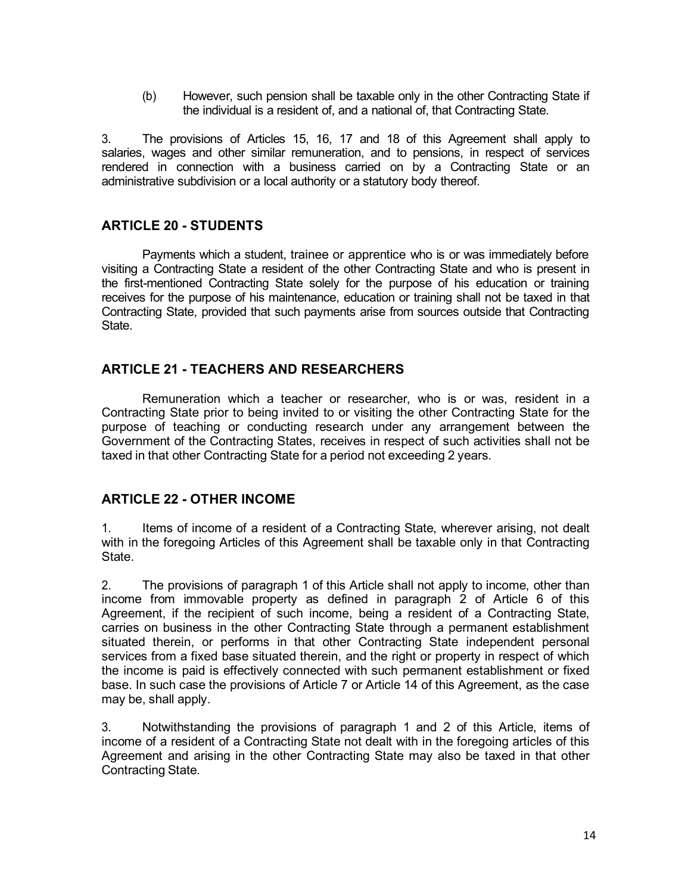(b) However, such pension shall be taxable only in the other Contracting State if the individual is a resident of, and a national of, that Contracting State.

3. The provisions of Articles 15, 16, 17 and 18 of this Agreement shall apply to salaries, wages and other similar remuneration, and to pensions, in respect of services rendered in connection with a business carried on by a Contracting State or an administrative subdivision or a local authority or a statutory body thereof.

## ARTICLE 20 - STUDENTS

Payments which a student, trainee or apprentice who is or was immediately before visiting a Contracting State a resident of the other Contracting State and who is present in the first-mentioned Contracting State solely for the purpose of his education or training receives for the purpose of his maintenance, education or training shall not be taxed in that Contracting State, provided that such payments arise from sources outside that Contracting State.

## ARTICLE 21 - TEACHERS AND RESEARCHERS

Remuneration which a teacher or researcher, who is or was, resident in a Contracting State prior to being invited to or visiting the other Contracting State for the purpose of teaching or conducting research under any arrangement between the Government of the Contracting States, receives in respect of such activities shall not be taxed in that other Contracting State for a period not exceeding 2 years.

## ARTICLE 22 - OTHER INCOME

1. Items of income of a resident of a Contracting State, wherever arising, not dealt with in the foregoing Articles of this Agreement shall be taxable only in that Contracting State.

2. The provisions of paragraph 1 of this Article shall not apply to income, other than income from immovable property as defined in paragraph 2 of Article 6 of this Agreement, if the recipient of such income, being a resident of a Contracting State, carries on business in the other Contracting State through a permanent establishment situated therein, or performs in that other Contracting State independent personal services from a fixed base situated therein, and the right or property in respect of which the income is paid is effectively connected with such permanent establishment or fixed base. In such case the provisions of Article 7 or Article 14 of this Agreement, as the case may be, shall apply.

3. Notwithstanding the provisions of paragraph 1 and 2 of this Article, items of income of a resident of a Contracting State not dealt with in the foregoing articles of this Agreement and arising in the other Contracting State may also be taxed in that other Contracting State.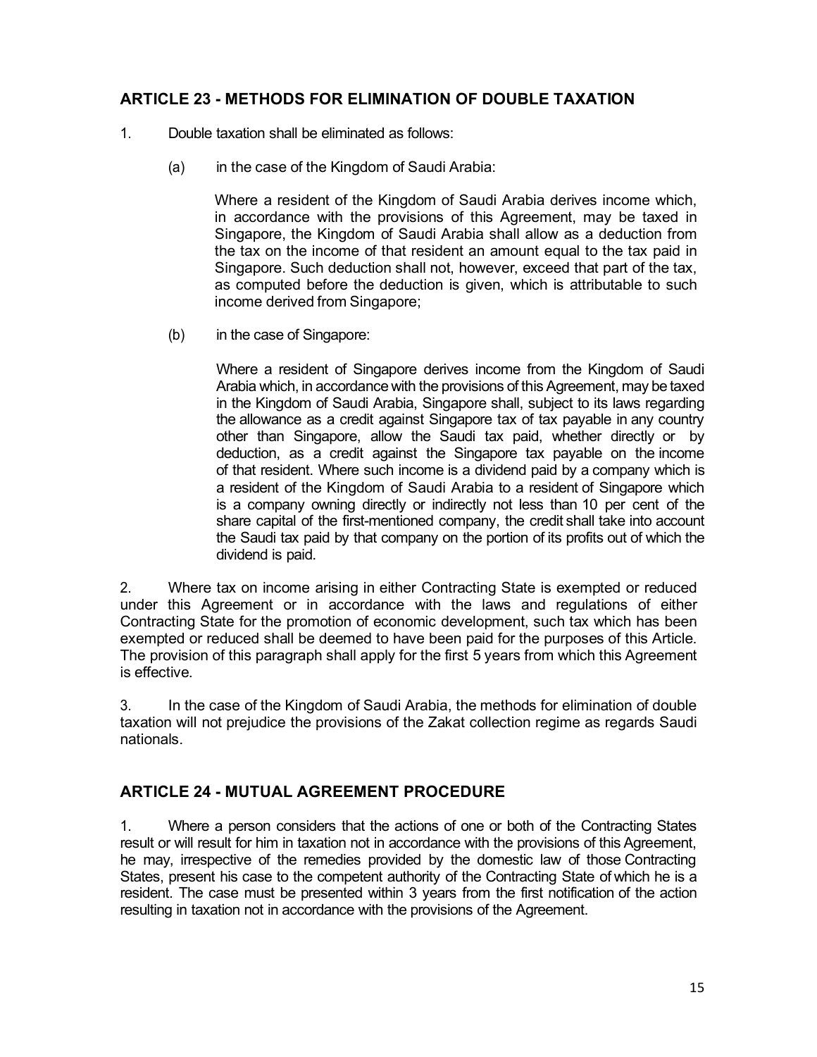## ARTICLE 23 - METHODS FOR ELIMINATION OF DOUBLE TAXATION

1. Double taxation shall be eliminated as follows:

   (a) in the case of the Kingdom of Saudi Arabia:

   Where a resident of the Kingdom of Saudi Arabia derives income which, in accordance with the provisions of this Agreement, may be taxed in Singapore, the Kingdom of Saudi Arabia shall allow as a deduction from the tax on the income of that resident an amount equal to the tax paid in Singapore. Such deduction shall not, however, exceed that part of the tax, as computed before the deduction is given, which is attributable to such income derived from Singapore;

   (b) in the case of Singapore:

   Where a resident of Singapore derives income from the Kingdom of Saudi Arabia which, in accordance with the provisions of this Agreement, may be taxed in the Kingdom of Saudi Arabia, Singapore shall, subject to its laws regarding the allowance as a credit against Singapore tax of tax payable in any country other than Singapore, allow the Saudi tax paid, whether directly or by deduction, as a credit against the Singapore tax payable on the income of that resident. Where such income is a dividend paid by a company which is a resident of the Kingdom of Saudi Arabia to a resident of Singapore which is a company owning directly or indirectly not less than 10 per cent of the share capital of the first-mentioned company, the credit shall take into account the Saudi tax paid by that company on the portion of its profits out of which the dividend is paid.

2. Where tax on income arising in either Contracting State is exempted or reduced under this Agreement or in accordance with the laws and regulations of either Contracting State for the promotion of economic development, such tax which has been exempted or reduced shall be deemed to have been paid for the purposes of this Article. The provision of this paragraph shall apply for the first 5 years from which this Agreement is effective.

3. In the case of the Kingdom of Saudi Arabia, the methods for elimination of double taxation will not prejudice the provisions of the Zakat collection regime as regards Saudi nationals.

## ARTICLE 24 - MUTUAL AGREEMENT PROCEDURE

1. Where a person considers that the actions of one or both of the Contracting States result or will result for him in taxation not in accordance with the provisions of this Agreement, he may, irrespective of the remedies provided by the domestic law of those Contracting States, present his case to the competent authority of the Contracting State of which he is a resident. The case must be presented within 3 years from the first notification of the action resulting in taxation not in accordance with the provisions of the Agreement.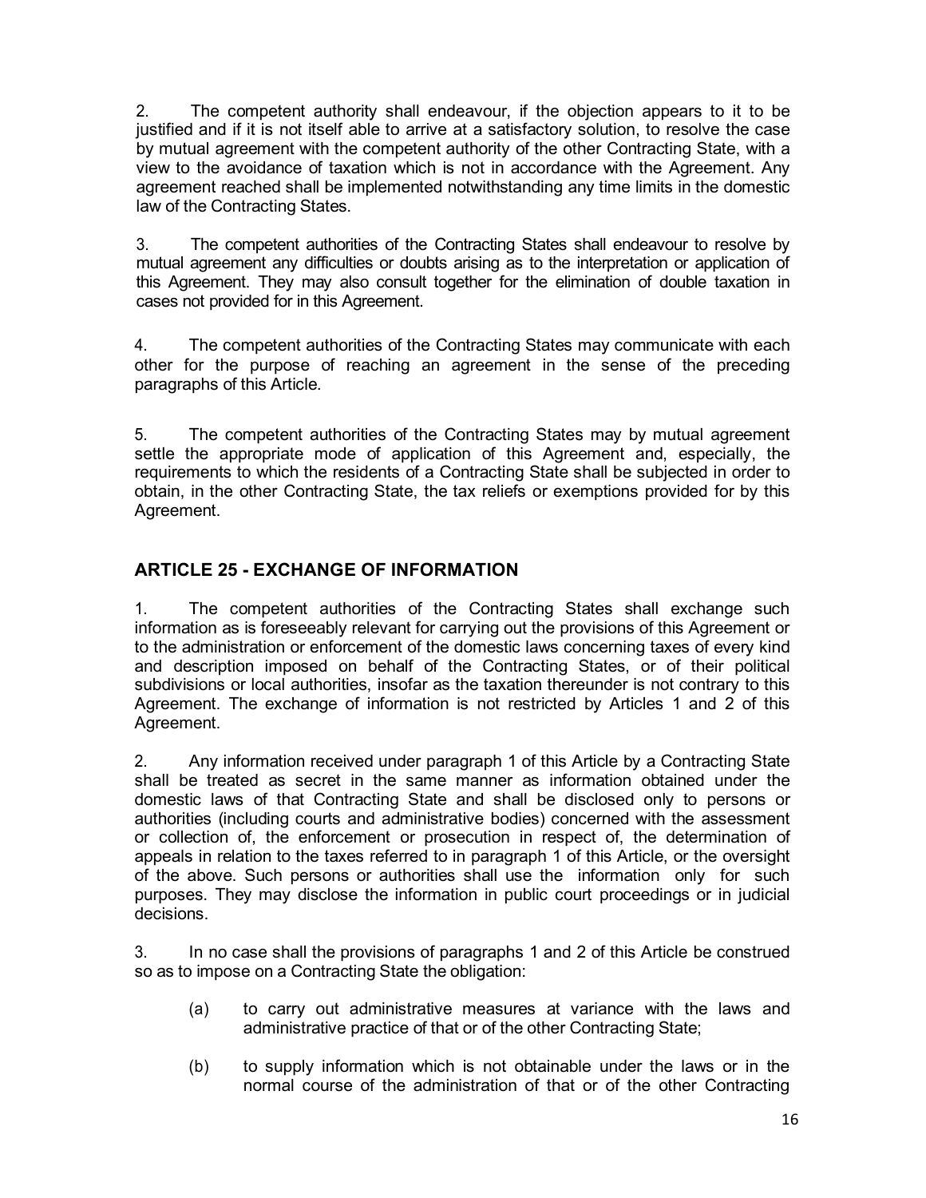2. The competent authority shall endeavour, if the objection appears to it to be justified and if it is not itself able to arrive at a satisfactory solution, to resolve the case by mutual agreement with the competent authority of the other Contracting State, with a view to the avoidance of taxation which is not in accordance with the Agreement. Any agreement reached shall be implemented notwithstanding any time limits in the domestic law of the Contracting States.

3. The competent authorities of the Contracting States shall endeavour to resolve by mutual agreement any difficulties or doubts arising as to the interpretation or application of this Agreement. They may also consult together for the elimination of double taxation in cases not provided for in this Agreement.

4. The competent authorities of the Contracting States may communicate with each other for the purpose of reaching an agreement in the sense of the preceding paragraphs of this Article.

5. The competent authorities of the Contracting States may by mutual agreement settle the appropriate mode of application of this Agreement and, especially, the requirements to which the residents of a Contracting State shall be subjected in order to obtain, in the other Contracting State, the tax reliefs or exemptions provided for by this Agreement.

## ARTICLE 25 - EXCHANGE OF INFORMATION

1. The competent authorities of the Contracting States shall exchange such information as is foreseeably relevant for carrying out the provisions of this Agreement or to the administration or enforcement of the domestic laws concerning taxes of every kind and description imposed on behalf of the Contracting States, or of their political subdivisions or local authorities, insofar as the taxation thereunder is not contrary to this Agreement. The exchange of information is not restricted by Articles 1 and 2 of this Agreement.

2. Any information received under paragraph 1 of this Article by a Contracting State shall be treated as secret in the same manner as information obtained under the domestic laws of that Contracting State and shall be disclosed only to persons or authorities (including courts and administrative bodies) concerned with the assessment or collection of, the enforcement or prosecution in respect of, the determination of appeals in relation to the taxes referred to in paragraph 1 of this Article, or the oversight of the above. Such persons or authorities shall use the information only for such purposes. They may disclose the information in public court proceedings or in judicial decisions.

3. In no case shall the provisions of paragraphs 1 and 2 of this Article be construed so as to impose on a Contracting State the obligation:

(a) to carry out administrative measures at variance with the laws and administrative practice of that or of the other Contracting State;

(b) to supply information which is not obtainable under the laws or in the normal course of the administration of that or of the other Contracting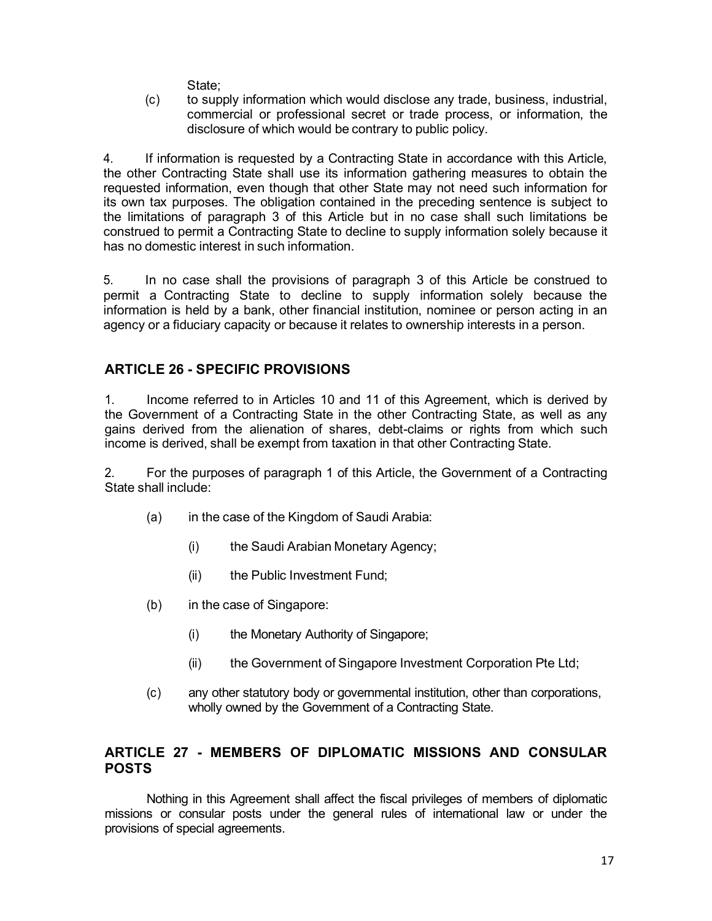State;

(c) to supply information which would disclose any trade, business, industrial, commercial or professional secret or trade process, or information, the disclosure of which would be contrary to public policy.

4. If information is requested by a Contracting State in accordance with this Article, the other Contracting State shall use its information gathering measures to obtain the requested information, even though that other State may not need such information for its own tax purposes. The obligation contained in the preceding sentence is subject to the limitations of paragraph 3 of this Article but in no case shall such limitations be construed to permit a Contracting State to decline to supply information solely because it has no domestic interest in such information.

5. In no case shall the provisions of paragraph 3 of this Article be construed to permit a Contracting State to decline to supply information solely because the information is held by a bank, other financial institution, nominee or person acting in an agency or a fiduciary capacity or because it relates to ownership interests in a person.

## ARTICLE 26 - SPECIFIC PROVISIONS

1. Income referred to in Articles 10 and 11 of this Agreement, which is derived by the Government of a Contracting State in the other Contracting State, as well as any gains derived from the alienation of shares, debt-claims or rights from which such income is derived, shall be exempt from taxation in that other Contracting State.

2. For the purposes of paragraph 1 of this Article, the Government of a Contracting State shall include:

(a) in the case of the Kingdom of Saudi Arabia:

(i) the Saudi Arabian Monetary Agency;

(ii) the Public Investment Fund;

(b) in the case of Singapore:

(i) the Monetary Authority of Singapore;

(ii) the Government of Singapore Investment Corporation Pte Ltd;

(c) any other statutory body or governmental institution, other than corporations, wholly owned by the Government of a Contracting State.

## ARTICLE 27 - MEMBERS OF DIPLOMATIC MISSIONS AND CONSULAR POSTS

Nothing in this Agreement shall affect the fiscal privileges of members of diplomatic missions or consular posts under the general rules of international law or under the provisions of special agreements.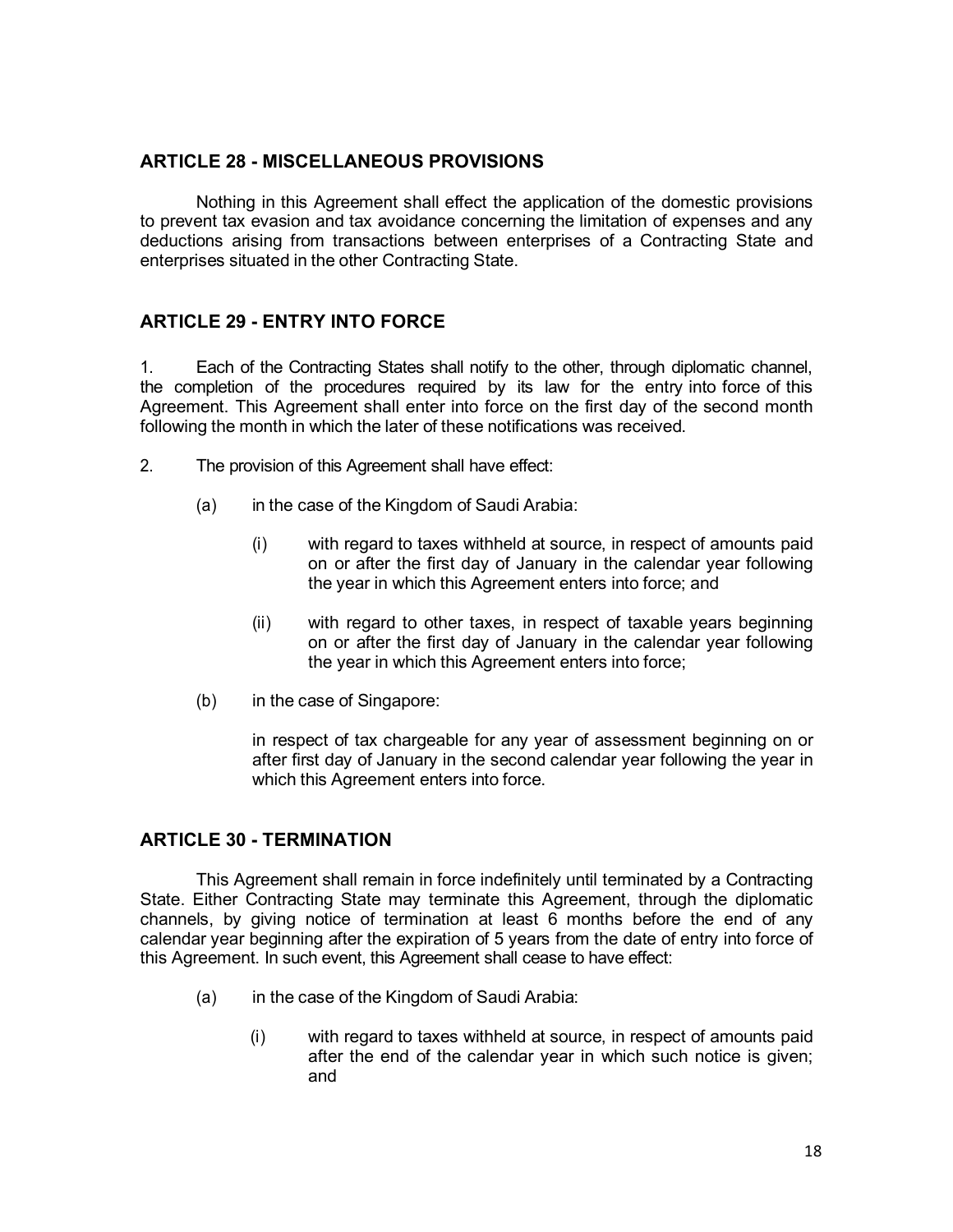## ARTICLE 28 - MISCELLANEOUS PROVISIONS

Nothing in this Agreement shall effect the application of the domestic provisions to prevent tax evasion and tax avoidance concerning the limitation of expenses and any deductions arising from transactions between enterprises of a Contracting State and enterprises situated in the other Contracting State.

## ARTICLE 29 - ENTRY INTO FORCE

1. Each of the Contracting States shall notify to the other, through diplomatic channel, the completion of the procedures required by its law for the entry into force of this Agreement. This Agreement shall enter into force on the first day of the second month following the month in which the later of these notifications was received.

2. The provision of this Agreement shall have effect:

   (a) in the case of the Kingdom of Saudi Arabia:

      (i) with regard to taxes withheld at source, in respect of amounts paid on or after the first day of January in the calendar year following the year in which this Agreement enters into force; and

      (ii) with regard to other taxes, in respect of taxable years beginning on or after the first day of January in the calendar year following the year in which this Agreement enters into force;

   (b) in the case of Singapore:

      in respect of tax chargeable for any year of assessment beginning on or after first day of January in the second calendar year following the year in which this Agreement enters into force.

## ARTICLE 30 - TERMINATION

This Agreement shall remain in force indefinitely until terminated by a Contracting State. Either Contracting State may terminate this Agreement, through the diplomatic channels, by giving notice of termination at least 6 months before the end of any calendar year beginning after the expiration of 5 years from the date of entry into force of this Agreement. In such event, this Agreement shall cease to have effect:

   (a) in the case of the Kingdom of Saudi Arabia:

      (i) with regard to taxes withheld at source, in respect of amounts paid after the end of the calendar year in which such notice is given; and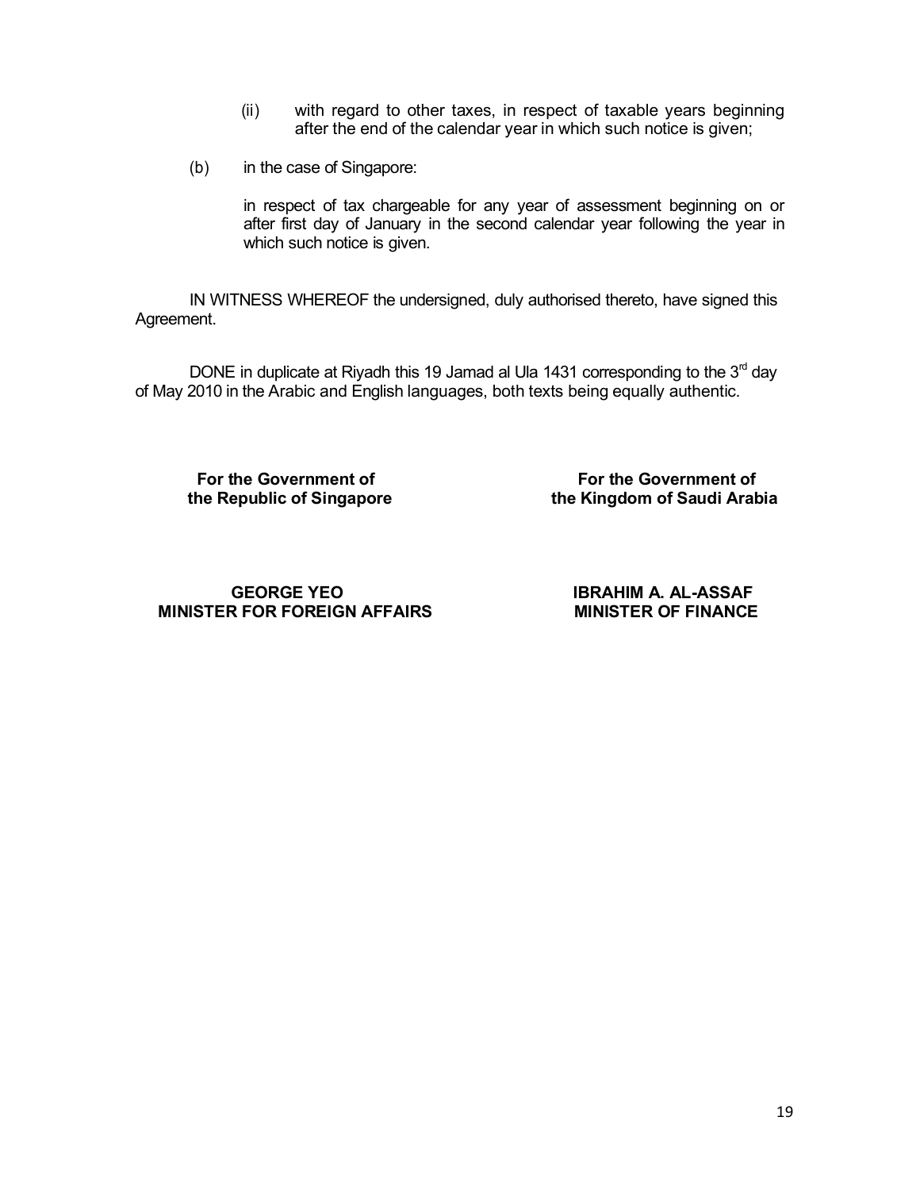(ii) with regard to other taxes, in respect of taxable years beginning after the end of the calendar year in which such notice is given;

(b) in the case of Singapore:

in respect of tax chargeable for any year of assessment beginning on or after first day of January in the second calendar year following the year in which such notice is given.

IN WITNESS WHEREOF the undersigned, duly authorised thereto, have signed this Agreement.

DONE in duplicate at Riyadh this 19 Jamad al Ula 1431 corresponding to the 3rd day of May 2010 in the Arabic and English languages, both texts being equally authentic.

| For the Government of the Republic of Singapore | For the Government of the Kingdom of Saudi Arabia |
|---|---|
| **GEORGE YEO** | **IBRAHIM A. AL-ASSAF** |
| **MINISTER FOR FOREIGN AFFAIRS** | **MINISTER OF FINANCE** |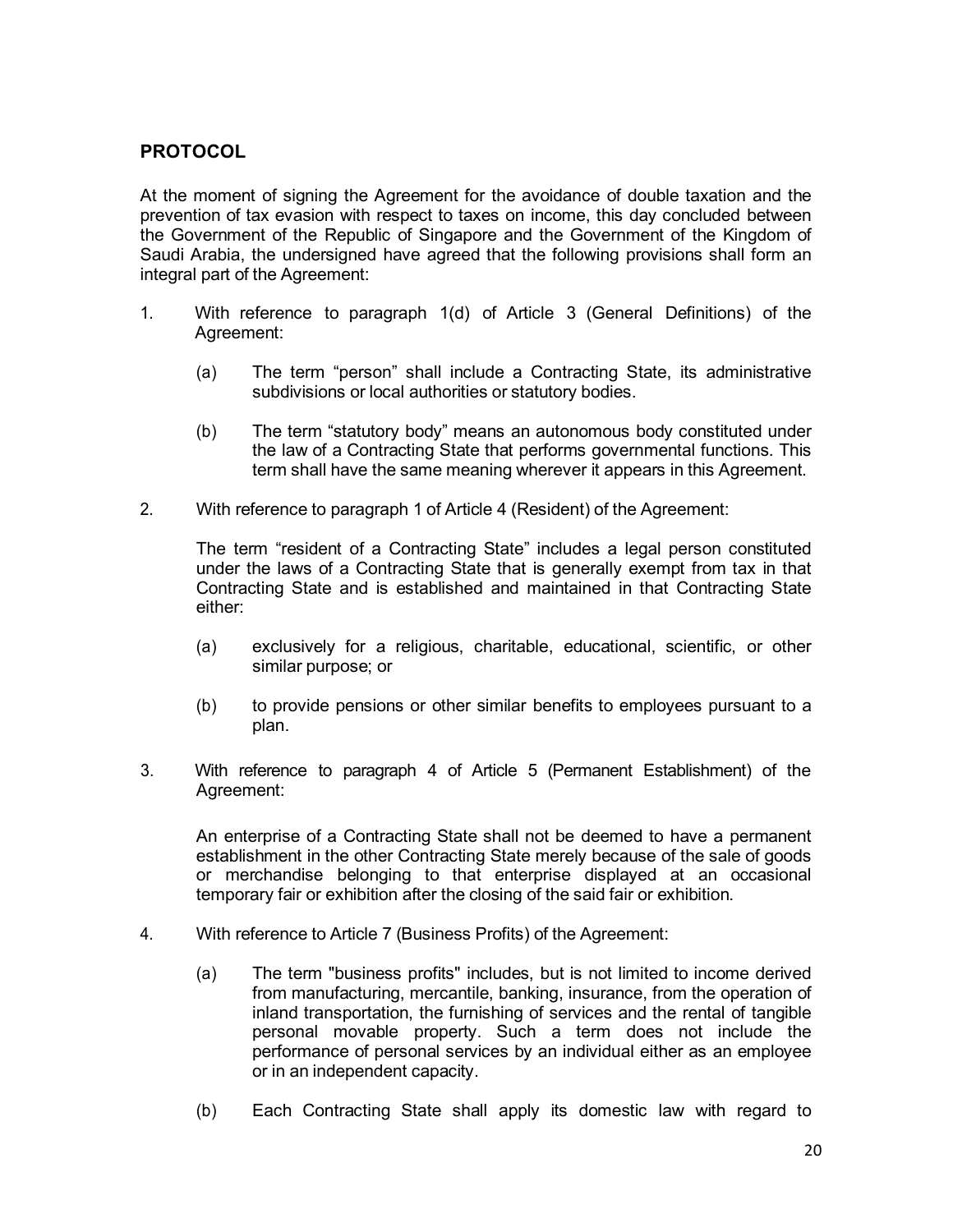## PROTOCOL

At the moment of signing the Agreement for the avoidance of double taxation and the prevention of tax evasion with respect to taxes on income, this day concluded between the Government of the Republic of Singapore and the Government of the Kingdom of Saudi Arabia, the undersigned have agreed that the following provisions shall form an integral part of the Agreement:

1. With reference to paragraph 1(d) of Article 3 (General Definitions) of the Agreement:

   (a) The term "person" shall include a Contracting State, its administrative subdivisions or local authorities or statutory bodies.

   (b) The term "statutory body" means an autonomous body constituted under the law of a Contracting State that performs governmental functions. This term shall have the same meaning wherever it appears in this Agreement.

2. With reference to paragraph 1 of Article 4 (Resident) of the Agreement:

   The term "resident of a Contracting State" includes a legal person constituted under the laws of a Contracting State that is generally exempt from tax in that Contracting State and is established and maintained in that Contracting State either:

   (a) exclusively for a religious, charitable, educational, scientific, or other similar purpose; or

   (b) to provide pensions or other similar benefits to employees pursuant to a plan.

3. With reference to paragraph 4 of Article 5 (Permanent Establishment) of the Agreement:

   An enterprise of a Contracting State shall not be deemed to have a permanent establishment in the other Contracting State merely because of the sale of goods or merchandise belonging to that enterprise displayed at an occasional temporary fair or exhibition after the closing of the said fair or exhibition.

4. With reference to Article 7 (Business Profits) of the Agreement:

   (a) The term "business profits" includes, but is not limited to income derived from manufacturing, mercantile, banking, insurance, from the operation of inland transportation, the furnishing of services and the rental of tangible personal movable property. Such a term does not include the performance of personal services by an individual either as an employee or in an independent capacity.

   (b) Each Contracting State shall apply its domestic law with regard to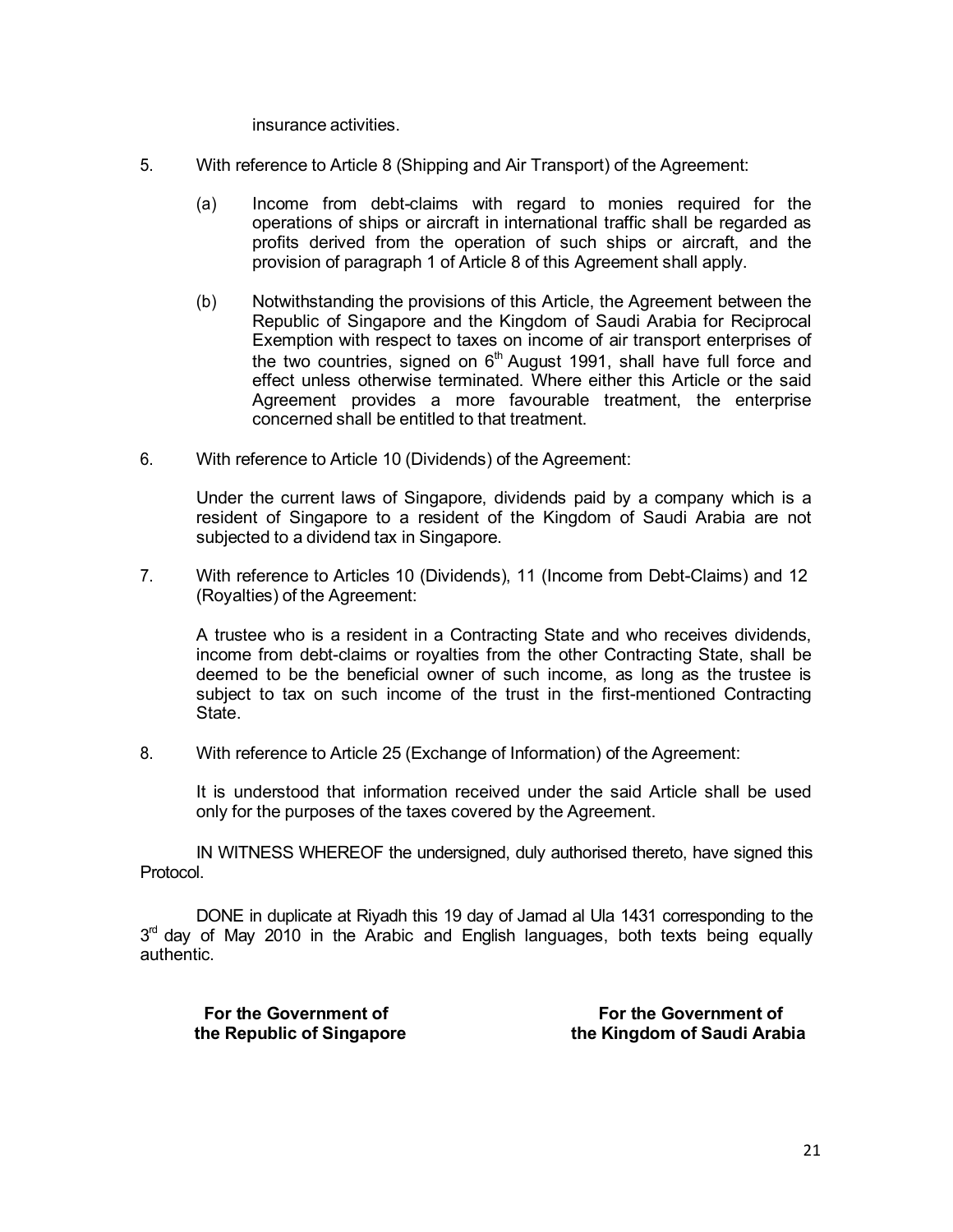insurance activities.

5. With reference to Article 8 (Shipping and Air Transport) of the Agreement:

   (a) Income from debt-claims with regard to monies required for the operations of ships or aircraft in international traffic shall be regarded as profits derived from the operation of such ships or aircraft, and the provision of paragraph 1 of Article 8 of this Agreement shall apply.

   (b) Notwithstanding the provisions of this Article, the Agreement between the Republic of Singapore and the Kingdom of Saudi Arabia for Reciprocal Exemption with respect to taxes on income of air transport enterprises of the two countries, signed on 6th August 1991, shall have full force and effect unless otherwise terminated. Where either this Article or the said Agreement provides a more favourable treatment, the enterprise concerned shall be entitled to that treatment.

6. With reference to Article 10 (Dividends) of the Agreement:

   Under the current laws of Singapore, dividends paid by a company which is a resident of Singapore to a resident of the Kingdom of Saudi Arabia are not subjected to a dividend tax in Singapore.

7. With reference to Articles 10 (Dividends), 11 (Income from Debt-Claims) and 12 (Royalties) of the Agreement:

   A trustee who is a resident in a Contracting State and who receives dividends, income from debt-claims or royalties from the other Contracting State, shall be deemed to be the beneficial owner of such income, as long as the trustee is subject to tax on such income of the trust in the first-mentioned Contracting State.

8. With reference to Article 25 (Exchange of Information) of the Agreement:

   It is understood that information received under the said Article shall be used only for the purposes of the taxes covered by the Agreement.

IN WITNESS WHEREOF the undersigned, duly authorised thereto, have signed this Protocol.

DONE in duplicate at Riyadh this 19 day of Jamad al Ula 1431 corresponding to the 3rd day of May 2010 in the Arabic and English languages, both texts being equally authentic.

| **For the Government of the Republic of Singapore** | **For the Government of the Kingdom of Saudi Arabia** |
|---|---|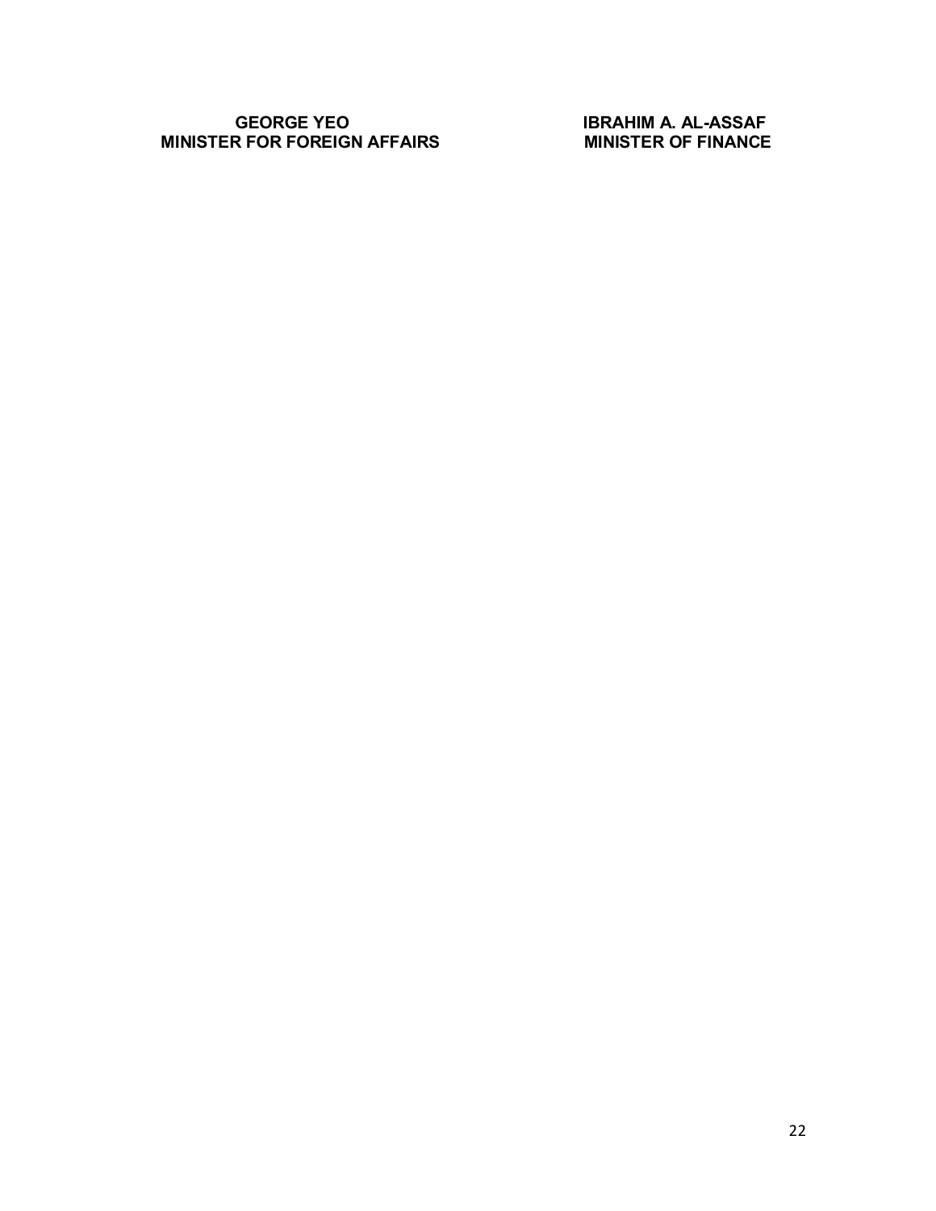| **GEORGE YEO** | **IBRAHIM A. AL-ASSAF** |
| --- | --- |
| **MINISTER FOR FOREIGN AFFAIRS** | **MINISTER OF FINANCE** |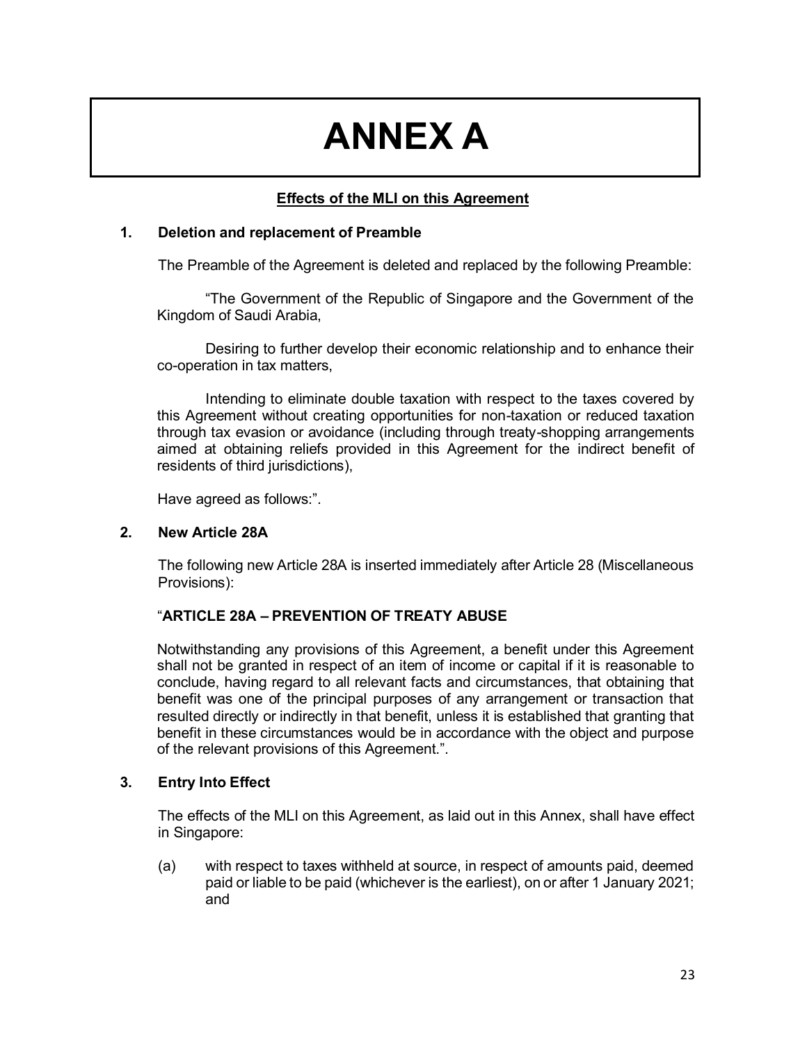# ANNEX A

**Effects of the MLI on this Agreement**

## 1. Deletion and replacement of Preamble

The Preamble of the Agreement is deleted and replaced by the following Preamble:

"The Government of the Republic of Singapore and the Government of the Kingdom of Saudi Arabia,

Desiring to further develop their economic relationship and to enhance their co-operation in tax matters,

Intending to eliminate double taxation with respect to the taxes covered by this Agreement without creating opportunities for non-taxation or reduced taxation through tax evasion or avoidance (including through treaty-shopping arrangements aimed at obtaining reliefs provided in this Agreement for the indirect benefit of residents of third jurisdictions),

Have agreed as follows:".

## 2. New Article 28A

The following new Article 28A is inserted immediately after Article 28 (Miscellaneous Provisions):

"**ARTICLE 28A – PREVENTION OF TREATY ABUSE**

Notwithstanding any provisions of this Agreement, a benefit under this Agreement shall not be granted in respect of an item of income or capital if it is reasonable to conclude, having regard to all relevant facts and circumstances, that obtaining that benefit was one of the principal purposes of any arrangement or transaction that resulted directly or indirectly in that benefit, unless it is established that granting that benefit in these circumstances would be in accordance with the object and purpose of the relevant provisions of this Agreement.".

## 3. Entry Into Effect

The effects of the MLI on this Agreement, as laid out in this Annex, shall have effect in Singapore:

(a) with respect to taxes withheld at source, in respect of amounts paid, deemed paid or liable to be paid (whichever is the earliest), on or after 1 January 2021; and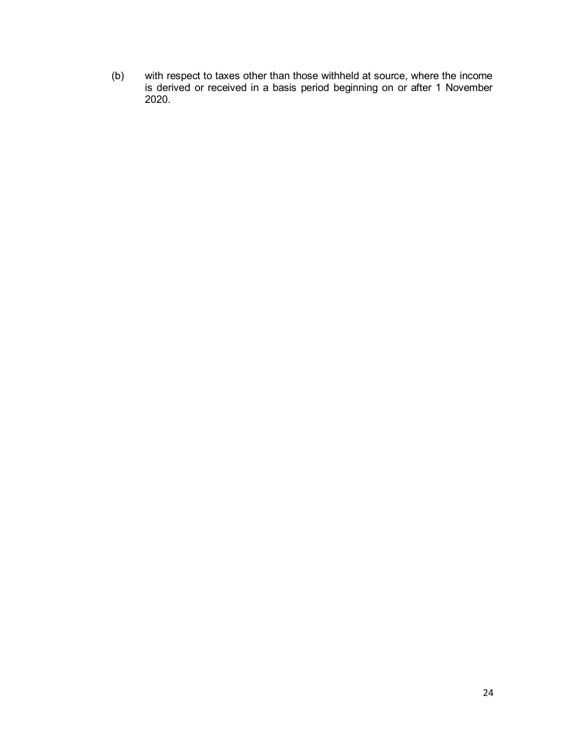(b) with respect to taxes other than those withheld at source, where the income is derived or received in a basis period beginning on or after 1 November 2020.